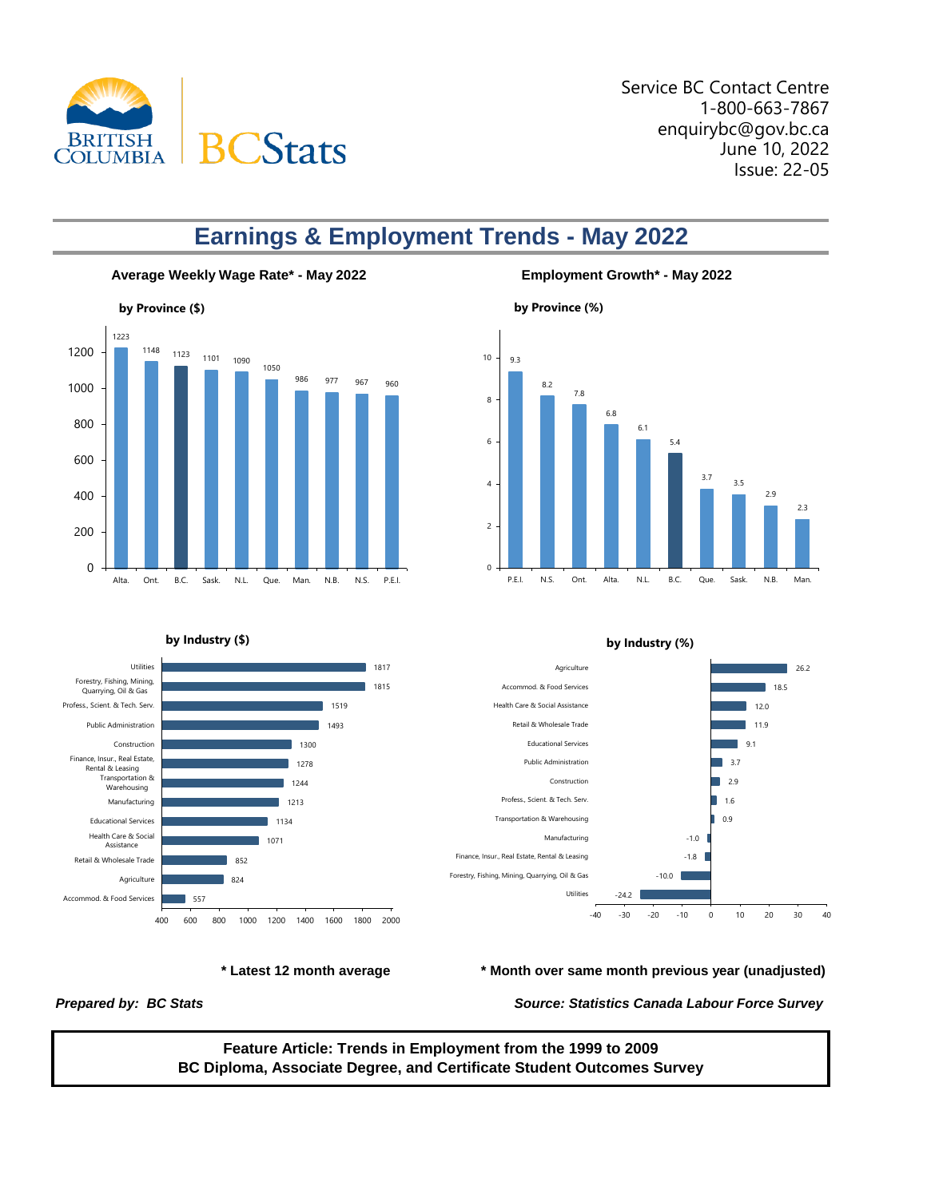Service BC Contact Centre
1-800-663-7867
enquirybc@gov.bc.ca
June 10, 2022
Issue: 22-05

# Earnings & Employment Trends - May 2022

## Average Weekly Wage Rate* - May 2022

### by Province ($)

| Province | $ |
|---|---|
| Alta. | 1223 |
| Ont. | 1148 |
| B.C. | 1123 |
| Sask. | 1101 |
| N.L. | 1090 |
| Que. | 1050 |
| Man. | 986 |
| N.B. | 977 |
| N.S. | 967 |
| P.E.I. | 960 |

### by Industry ($)

| Industry | $ |
|---|---|
| Utilities | 1817 |
| Forestry, Fishing, Mining, Quarrying, Oil & Gas | 1815 |
| Profess., Scient. & Tech. Serv. | 1519 |
| Public Administration | 1493 |
| Construction | 1300 |
| Finance, Insur., Real Estate, Rental & Leasing | 1278 |
| Transportation & Warehousing | 1244 |
| Manufacturing | 1213 |
| Educational Services | 1134 |
| Health Care & Social Assistance | 1071 |
| Retail & Wholesale Trade | 852 |
| Agriculture | 824 |
| Accommod. & Food Services | 557 |

## Employment Growth* - May 2022

### by Province (%)

| Province | % |
|---|---|
| P.E.I. | 9.3 |
| N.S. | 8.2 |
| Ont. | 7.8 |
| Alta. | 6.8 |
| N.L. | 6.1 |
| B.C. | 5.4 |
| Que. | 3.7 |
| Sask. | 3.5 |
| N.B. | 2.9 |
| Man. | 2.3 |

### by Industry (%)

| Industry | % |
|---|---|
| Agriculture | 26.2 |
| Accommod. & Food Services | 18.5 |
| Health Care & Social Assistance | 12.0 |
| Retail & Wholesale Trade | 11.9 |
| Educational Services | 9.1 |
| Public Administration | 3.7 |
| Construction | 2.9 |
| Profess., Scient. & Tech. Serv. | 1.6 |
| Transportation & Warehousing | 0.9 |
| Manufacturing | -1.0 |
| Finance, Insur., Real Estate, Rental & Leasing | -1.8 |
| Forestry, Fishing, Mining, Quarrying, Oil & Gas | -10.0 |
| Utilities | -24.2 |

**\* Latest 12 month average**

**\* Month over same month previous year (unadjusted)**

***Prepared by: BC Stats***

***Source: Statistics Canada Labour Force Survey***

**Feature Article: Trends in Employment from the 1999 to 2009 BC Diploma, Associate Degree, and Certificate Student Outcomes Survey**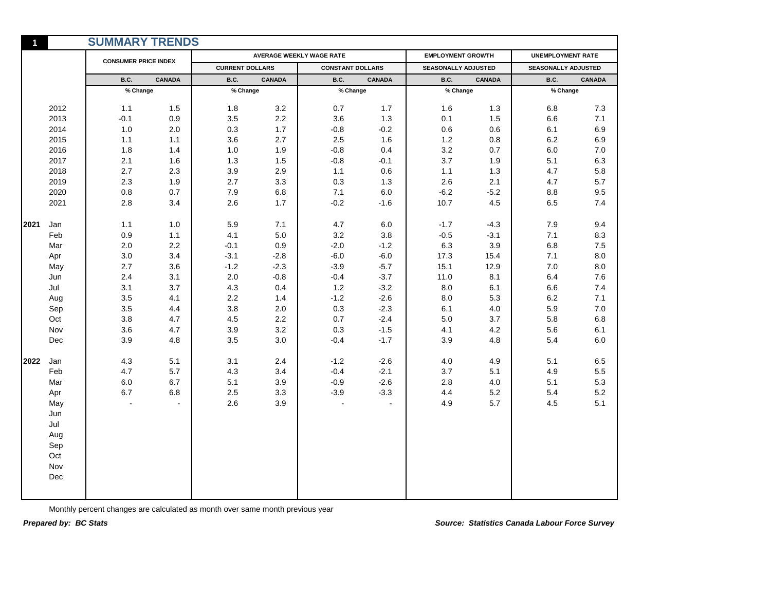## 1 SUMMARY TRENDS

| | | CONSUMER PRICE INDEX | | AVERAGE WEEKLY WAGE RATE | | | | EMPLOYMENT GROWTH | | UNEMPLOYMENT RATE | |
|---|---|---|---|---|---|---|---|---|---|---|---|
| | | | | CURRENT DOLLARS | | CONSTANT DOLLARS | | SEASONALLY ADJUSTED | | SEASONALLY ADJUSTED | |
| | | B.C. | CANADA | B.C. | CANADA | B.C. | CANADA | B.C. | CANADA | B.C. | CANADA |
| | | % Change | | % Change | | % Change | | % Change | | % Change | |
| | 2012 | 1.1 | 1.5 | 1.8 | 3.2 | 0.7 | 1.7 | 1.6 | 1.3 | 6.8 | 7.3 |
| | 2013 | -0.1 | 0.9 | 3.5 | 2.2 | 3.6 | 1.3 | 0.1 | 1.5 | 6.6 | 7.1 |
| | 2014 | 1.0 | 2.0 | 0.3 | 1.7 | -0.8 | -0.2 | 0.6 | 0.6 | 6.1 | 6.9 |
| | 2015 | 1.1 | 1.1 | 3.6 | 2.7 | 2.5 | 1.6 | 1.2 | 0.8 | 6.2 | 6.9 |
| | 2016 | 1.8 | 1.4 | 1.0 | 1.9 | -0.8 | 0.4 | 3.2 | 0.7 | 6.0 | 7.0 |
| | 2017 | 2.1 | 1.6 | 1.3 | 1.5 | -0.8 | -0.1 | 3.7 | 1.9 | 5.1 | 6.3 |
| | 2018 | 2.7 | 2.3 | 3.9 | 2.9 | 1.1 | 0.6 | 1.1 | 1.3 | 4.7 | 5.8 |
| | 2019 | 2.3 | 1.9 | 2.7 | 3.3 | 0.3 | 1.3 | 2.6 | 2.1 | 4.7 | 5.7 |
| | 2020 | 0.8 | 0.7 | 7.9 | 6.8 | 7.1 | 6.0 | -6.2 | -5.2 | 8.8 | 9.5 |
| | 2021 | 2.8 | 3.4 | 2.6 | 1.7 | -0.2 | -1.6 | 10.7 | 4.5 | 6.5 | 7.4 |
| **2021** | Jan | 1.1 | 1.0 | 5.9 | 7.1 | 4.7 | 6.0 | -1.7 | -4.3 | 7.9 | 9.4 |
| | Feb | 0.9 | 1.1 | 4.1 | 5.0 | 3.2 | 3.8 | -0.5 | -3.1 | 7.1 | 8.3 |
| | Mar | 2.0 | 2.2 | -0.1 | 0.9 | -2.0 | -1.2 | 6.3 | 3.9 | 6.8 | 7.5 |
| | Apr | 3.0 | 3.4 | -3.1 | -2.8 | -6.0 | -6.0 | 17.3 | 15.4 | 7.1 | 8.0 |
| | May | 2.7 | 3.6 | -1.2 | -2.3 | -3.9 | -5.7 | 15.1 | 12.9 | 7.0 | 8.0 |
| | Jun | 2.4 | 3.1 | 2.0 | -0.8 | -0.4 | -3.7 | 11.0 | 8.1 | 6.4 | 7.6 |
| | Jul | 3.1 | 3.7 | 4.3 | 0.4 | 1.2 | -3.2 | 8.0 | 6.1 | 6.6 | 7.4 |
| | Aug | 3.5 | 4.1 | 2.2 | 1.4 | -1.2 | -2.6 | 8.0 | 5.3 | 6.2 | 7.1 |
| | Sep | 3.5 | 4.4 | 3.8 | 2.0 | 0.3 | -2.3 | 6.1 | 4.0 | 5.9 | 7.0 |
| | Oct | 3.8 | 4.7 | 4.5 | 2.2 | 0.7 | -2.4 | 5.0 | 3.7 | 5.8 | 6.8 |
| | Nov | 3.6 | 4.7 | 3.9 | 3.2 | 0.3 | -1.5 | 4.1 | 4.2 | 5.6 | 6.1 |
| | Dec | 3.9 | 4.8 | 3.5 | 3.0 | -0.4 | -1.7 | 3.9 | 4.8 | 5.4 | 6.0 |
| **2022** | Jan | 4.3 | 5.1 | 3.1 | 2.4 | -1.2 | -2.6 | 4.0 | 4.9 | 5.1 | 6.5 |
| | Feb | 4.7 | 5.7 | 4.3 | 3.4 | -0.4 | -2.1 | 3.7 | 5.1 | 4.9 | 5.5 |
| | Mar | 6.0 | 6.7 | 5.1 | 3.9 | -0.9 | -2.6 | 2.8 | 4.0 | 5.1 | 5.3 |
| | Apr | 6.7 | 6.8 | 2.5 | 3.3 | -3.9 | -3.3 | 4.4 | 5.2 | 5.4 | 5.2 |
| | May | - | - | 2.6 | 3.9 | - | - | 4.9 | 5.7 | 4.5 | 5.1 |
| | Jun | | | | | | | | | | |
| | Jul | | | | | | | | | | |
| | Aug | | | | | | | | | | |
| | Sep | | | | | | | | | | |
| | Oct | | | | | | | | | | |
| | Nov | | | | | | | | | | |
| | Dec | | | | | | | | | | |

Monthly percent changes are calculated as month over same month previous year

***Prepared by: BC Stats***

***Source: Statistics Canada Labour Force Survey***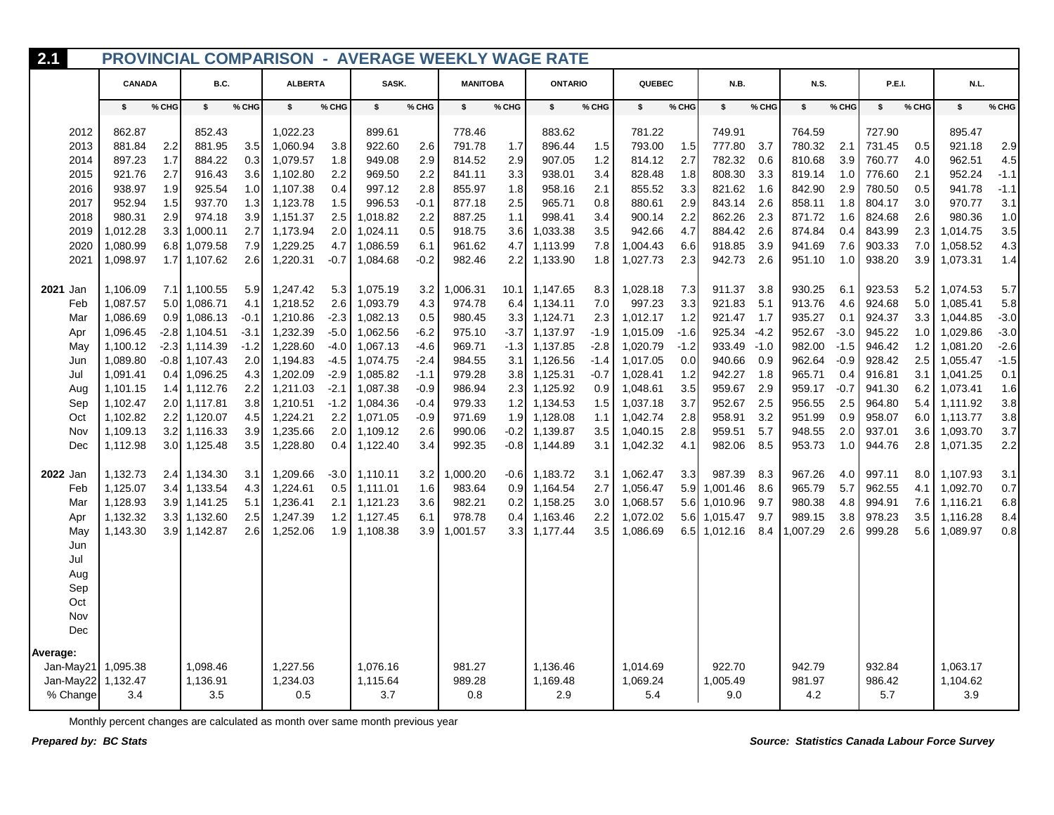## 2.1 PROVINCIAL COMPARISON - AVERAGE WEEKLY WAGE RATE

| | CANADA | | B.C. | | ALBERTA | | SASK. | | MANITOBA | | ONTARIO | | QUEBEC | | N.B. | | N.S. | | P.E.I. | | N.L. | |
|---|---|---|---|---|---|---|---|---|---|---|---|---|---|---|---|---|---|---|---|---|---|---|
| | $ | % CHG | $ | % CHG | $ | % CHG | $ | % CHG | $ | % CHG | $ | % CHG | $ | % CHG | $ | % CHG | $ | % CHG | $ | % CHG | $ | % CHG |
| 2012 | 862.87 | | 852.43 | | 1,022.23 | | 899.61 | | 778.46 | | 883.62 | | 781.22 | | 749.91 | | 764.59 | | 727.90 | | 895.47 | |
| 2013 | 881.84 | 2.2 | 881.95 | 3.5 | 1,060.94 | 3.8 | 922.60 | 2.6 | 791.78 | 1.7 | 896.44 | 1.5 | 793.00 | 1.5 | 777.80 | 3.7 | 780.32 | 2.1 | 731.45 | 0.5 | 921.18 | 2.9 |
| 2014 | 897.23 | 1.7 | 884.22 | 0.3 | 1,079.57 | 1.8 | 949.08 | 2.9 | 814.52 | 2.9 | 907.05 | 1.2 | 814.12 | 2.7 | 782.32 | 0.6 | 810.68 | 3.9 | 760.77 | 4.0 | 962.51 | 4.5 |
| 2015 | 921.76 | 2.7 | 916.43 | 3.6 | 1,102.80 | 2.2 | 969.50 | 2.2 | 841.11 | 3.3 | 938.01 | 3.4 | 828.48 | 1.8 | 808.30 | 3.3 | 819.14 | 1.0 | 776.60 | 2.1 | 952.24 | -1.1 |
| 2016 | 938.97 | 1.9 | 925.54 | 1.0 | 1,107.38 | 0.4 | 997.12 | 2.8 | 855.97 | 1.8 | 958.16 | 2.1 | 855.52 | 3.3 | 821.62 | 1.6 | 842.90 | 2.9 | 780.50 | 0.5 | 941.78 | -1.1 |
| 2017 | 952.94 | 1.5 | 937.70 | 1.3 | 1,123.78 | 1.5 | 996.53 | -0.1 | 877.18 | 2.5 | 965.71 | 0.8 | 880.61 | 2.9 | 843.14 | 2.6 | 858.11 | 1.8 | 804.17 | 3.0 | 970.77 | 3.1 |
| 2018 | 980.31 | 2.9 | 974.18 | 3.9 | 1,151.37 | 2.5 | 1,018.82 | 2.2 | 887.25 | 1.1 | 998.41 | 3.4 | 900.14 | 2.2 | 862.26 | 2.3 | 871.72 | 1.6 | 824.68 | 2.6 | 980.36 | 1.0 |
| 2019 | 1,012.28 | 3.3 | 1,000.11 | 2.7 | 1,173.94 | 2.0 | 1,024.11 | 0.5 | 918.75 | 3.6 | 1,033.38 | 3.5 | 942.66 | 4.7 | 884.42 | 2.6 | 874.84 | 0.4 | 843.99 | 2.3 | 1,014.75 | 3.5 |
| 2020 | 1,080.99 | 6.8 | 1,079.58 | 7.9 | 1,229.25 | 4.7 | 1,086.59 | 6.1 | 961.62 | 4.7 | 1,113.99 | 7.8 | 1,004.43 | 6.6 | 918.85 | 3.9 | 941.69 | 7.6 | 903.33 | 7.0 | 1,058.52 | 4.3 |
| 2021 | 1,098.97 | 1.7 | 1,107.62 | 2.6 | 1,220.31 | -0.7 | 1,084.68 | -0.2 | 982.46 | 2.2 | 1,133.90 | 1.8 | 1,027.73 | 2.3 | 942.73 | 2.6 | 951.10 | 1.0 | 938.20 | 3.9 | 1,073.31 | 1.4 |
| **2021** Jan | 1,106.09 | 7.1 | 1,100.55 | 5.9 | 1,247.42 | 5.3 | 1,075.19 | 3.2 | 1,006.31 | 10.1 | 1,147.65 | 8.3 | 1,028.18 | 7.3 | 911.37 | 3.8 | 930.25 | 6.1 | 923.53 | 5.2 | 1,074.53 | 5.7 |
| Feb | 1,087.57 | 5.0 | 1,086.71 | 4.1 | 1,218.52 | 2.6 | 1,093.79 | 4.3 | 974.78 | 6.4 | 1,134.11 | 7.0 | 997.23 | 3.3 | 921.83 | 5.1 | 913.76 | 4.6 | 924.68 | 5.0 | 1,085.41 | 5.8 |
| Mar | 1,086.69 | 0.9 | 1,086.13 | -0.1 | 1,210.86 | -2.3 | 1,082.13 | 0.5 | 980.45 | 3.3 | 1,124.71 | 2.3 | 1,012.17 | 1.2 | 921.47 | 1.7 | 935.27 | 0.1 | 924.37 | 3.3 | 1,044.85 | -3.0 |
| Apr | 1,096.45 | -2.8 | 1,104.51 | -3.1 | 1,232.39 | -5.0 | 1,062.56 | -6.2 | 975.10 | -3.7 | 1,137.97 | -1.9 | 1,015.09 | -1.6 | 925.34 | -4.2 | 952.67 | -3.0 | 945.22 | 1.0 | 1,029.86 | -3.0 |
| May | 1,100.12 | -2.3 | 1,114.39 | -1.2 | 1,228.60 | -4.0 | 1,067.13 | -4.6 | 969.71 | -1.3 | 1,137.85 | -2.8 | 1,020.79 | -1.2 | 933.49 | -1.0 | 982.00 | -1.5 | 946.42 | 1.2 | 1,081.20 | -2.6 |
| Jun | 1,089.80 | -0.8 | 1,107.43 | 2.0 | 1,194.83 | -4.5 | 1,074.75 | -2.4 | 984.55 | 3.1 | 1,126.56 | -1.4 | 1,017.05 | 0.0 | 940.66 | 0.9 | 962.64 | -0.9 | 928.42 | 2.5 | 1,055.47 | -1.5 |
| Jul | 1,091.41 | 0.4 | 1,096.25 | 4.3 | 1,202.09 | -2.9 | 1,085.82 | -1.1 | 979.28 | 3.8 | 1,125.31 | -0.7 | 1,028.41 | 1.2 | 942.27 | 1.8 | 965.71 | 0.4 | 916.81 | 3.1 | 1,041.25 | 0.1 |
| Aug | 1,101.15 | 1.4 | 1,112.76 | 2.2 | 1,211.03 | -2.1 | 1,087.38 | -0.9 | 986.94 | 2.3 | 1,125.92 | 0.9 | 1,048.61 | 3.5 | 959.67 | 2.9 | 959.17 | -0.7 | 941.30 | 6.2 | 1,073.41 | 1.6 |
| Sep | 1,102.47 | 2.0 | 1,117.81 | 3.8 | 1,210.51 | -1.2 | 1,084.36 | -0.4 | 979.33 | 1.2 | 1,134.53 | 1.5 | 1,037.18 | 3.7 | 952.67 | 2.5 | 956.55 | 2.5 | 964.80 | 5.4 | 1,111.92 | 3.8 |
| Oct | 1,102.82 | 2.2 | 1,120.07 | 4.5 | 1,224.21 | 2.2 | 1,071.05 | -0.9 | 971.69 | 1.9 | 1,128.08 | 1.1 | 1,042.74 | 2.8 | 958.91 | 3.2 | 951.99 | 0.9 | 958.07 | 6.0 | 1,113.77 | 3.8 |
| Nov | 1,109.13 | 3.2 | 1,116.33 | 3.9 | 1,235.66 | 2.0 | 1,109.12 | 2.6 | 990.06 | -0.2 | 1,139.87 | 3.5 | 1,040.15 | 2.8 | 959.51 | 5.7 | 948.55 | 2.0 | 937.01 | 3.6 | 1,093.70 | 3.7 |
| Dec | 1,112.98 | 3.0 | 1,125.48 | 3.5 | 1,228.80 | 0.4 | 1,122.40 | 3.4 | 992.35 | -0.8 | 1,144.89 | 3.1 | 1,042.32 | 4.1 | 982.06 | 8.5 | 953.73 | 1.0 | 944.76 | 2.8 | 1,071.35 | 2.2 |
| **2022** Jan | 1,132.73 | 2.4 | 1,134.30 | 3.1 | 1,209.66 | -3.0 | 1,110.11 | 3.2 | 1,000.20 | -0.6 | 1,183.72 | 3.1 | 1,062.47 | 3.3 | 987.39 | 8.3 | 967.26 | 4.0 | 997.11 | 8.0 | 1,107.93 | 3.1 |
| Feb | 1,125.07 | 3.4 | 1,133.54 | 4.3 | 1,224.61 | 0.5 | 1,111.01 | 1.6 | 983.64 | 0.9 | 1,164.54 | 2.7 | 1,056.47 | 5.9 | 1,001.46 | 8.6 | 965.79 | 5.7 | 962.55 | 4.1 | 1,092.70 | 0.7 |
| Mar | 1,128.93 | 3.9 | 1,141.25 | 5.1 | 1,236.41 | 2.1 | 1,121.23 | 3.6 | 982.21 | 0.2 | 1,158.25 | 3.0 | 1,068.57 | 5.6 | 1,010.96 | 9.7 | 980.38 | 4.8 | 994.91 | 7.6 | 1,116.21 | 6.8 |
| Apr | 1,132.32 | 3.3 | 1,132.60 | 2.5 | 1,247.39 | 1.2 | 1,127.45 | 6.1 | 978.78 | 0.4 | 1,163.46 | 2.2 | 1,072.02 | 5.6 | 1,015.47 | 9.7 | 989.15 | 3.8 | 978.23 | 3.5 | 1,116.28 | 8.4 |
| May | 1,143.30 | 3.9 | 1,142.87 | 2.6 | 1,252.06 | 1.9 | 1,108.38 | 3.9 | 1,001.57 | 3.3 | 1,177.44 | 3.5 | 1,086.69 | 6.5 | 1,012.16 | 8.4 | 1,007.29 | 2.6 | 999.28 | 5.6 | 1,089.97 | 0.8 |
| Jun | | | | | | | | | | | | | | | | | | | | | | |
| Jul | | | | | | | | | | | | | | | | | | | | | | |
| Aug | | | | | | | | | | | | | | | | | | | | | | |
| Sep | | | | | | | | | | | | | | | | | | | | | | |
| Oct | | | | | | | | | | | | | | | | | | | | | | |
| Nov | | | | | | | | | | | | | | | | | | | | | | |
| Dec | | | | | | | | | | | | | | | | | | | | | | |
| **Average:** | | | | | | | | | | | | | | | | | | | | | | |
| Jan-May21 | 1,095.38 | | 1,098.46 | | 1,227.56 | | 1,076.16 | | 981.27 | | 1,136.46 | | 1,014.69 | | 922.70 | | 942.79 | | 932.84 | | 1,063.17 | |
| Jan-May22 | 1,132.47 | | 1,136.91 | | 1,234.03 | | 1,115.64 | | 989.28 | | 1,169.48 | | 1,069.24 | | 1,005.49 | | 981.97 | | 986.42 | | 1,104.62 | |
| % Change | 3.4 | | 3.5 | | 0.5 | | 3.7 | | 0.8 | | 2.9 | | 5.4 | | 9.0 | | 4.2 | | 5.7 | | 3.9 | |

Monthly percent changes are calculated as month over same month previous year

***Prepared by: BC Stats***

***Source: Statistics Canada Labour Force Survey***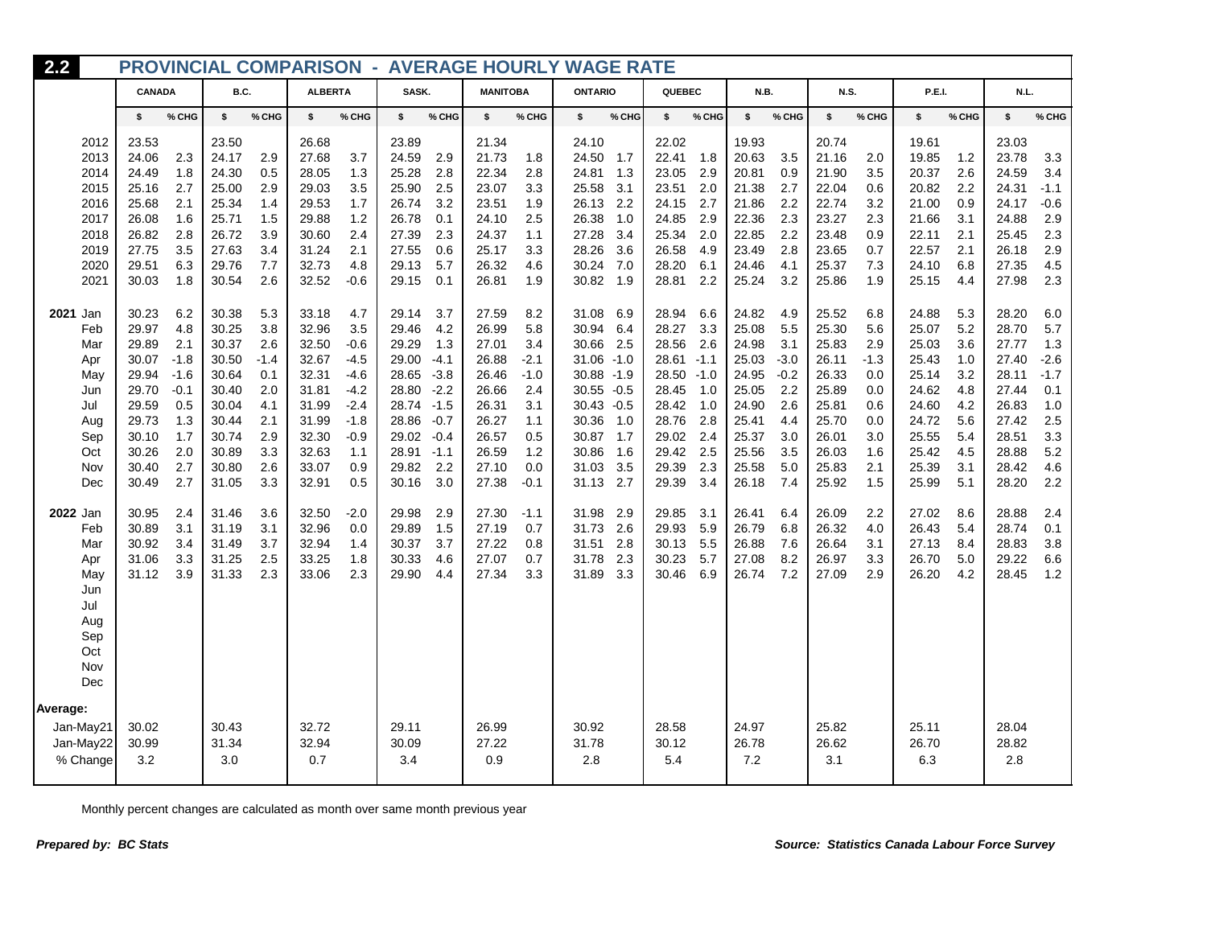# 2.2 PROVINCIAL COMPARISON - AVERAGE HOURLY WAGE RATE

| | CANADA | | B.C. | | ALBERTA | | SASK. | | MANITOBA | | ONTARIO | | QUEBEC | | N.B. | | N.S. | | P.E.I. | | N.L. | |
|---|---|---|---|---|---|---|---|---|---|---|---|---|---|---|---|---|---|---|---|---|---|---|
| | $ | % CHG | $ | % CHG | $ | % CHG | $ | % CHG | $ | % CHG | $ | % CHG | $ | % CHG | $ | % CHG | $ | % CHG | $ | % CHG | $ | % CHG |
| 2012 | 23.53 | | 23.50 | | 26.68 | | 23.89 | | 21.34 | | 24.10 | | 22.02 | | 19.93 | | 20.74 | | 19.61 | | 23.03 | |
| 2013 | 24.06 | 2.3 | 24.17 | 2.9 | 27.68 | 3.7 | 24.59 | 2.9 | 21.73 | 1.8 | 24.50 | 1.7 | 22.41 | 1.8 | 20.63 | 3.5 | 21.16 | 2.0 | 19.85 | 1.2 | 23.78 | 3.3 |
| 2014 | 24.49 | 1.8 | 24.30 | 0.5 | 28.05 | 1.3 | 25.28 | 2.8 | 22.34 | 2.8 | 24.81 | 1.3 | 23.05 | 2.9 | 20.81 | 0.9 | 21.90 | 3.5 | 20.37 | 2.6 | 24.59 | 3.4 |
| 2015 | 25.16 | 2.7 | 25.00 | 2.9 | 29.03 | 3.5 | 25.90 | 2.5 | 23.07 | 3.3 | 25.58 | 3.1 | 23.51 | 2.0 | 21.38 | 2.7 | 22.04 | 0.6 | 20.82 | 2.2 | 24.31 | -1.1 |
| 2016 | 25.68 | 2.1 | 25.34 | 1.4 | 29.53 | 1.7 | 26.74 | 3.2 | 23.51 | 1.9 | 26.13 | 2.2 | 24.15 | 2.7 | 21.86 | 2.2 | 22.74 | 3.2 | 21.00 | 0.9 | 24.17 | -0.6 |
| 2017 | 26.08 | 1.6 | 25.71 | 1.5 | 29.88 | 1.2 | 26.78 | 0.1 | 24.10 | 2.5 | 26.38 | 1.0 | 24.85 | 2.9 | 22.36 | 2.3 | 23.27 | 2.3 | 21.66 | 3.1 | 24.88 | 2.9 |
| 2018 | 26.82 | 2.8 | 26.72 | 3.9 | 30.60 | 2.4 | 27.39 | 2.3 | 24.37 | 1.1 | 27.28 | 3.4 | 25.34 | 2.0 | 22.85 | 2.2 | 23.48 | 0.9 | 22.11 | 2.1 | 25.45 | 2.3 |
| 2019 | 27.75 | 3.5 | 27.63 | 3.4 | 31.24 | 2.1 | 27.55 | 0.6 | 25.17 | 3.3 | 28.26 | 3.6 | 26.58 | 4.9 | 23.49 | 2.8 | 23.65 | 0.7 | 22.57 | 2.1 | 26.18 | 2.9 |
| 2020 | 29.51 | 6.3 | 29.76 | 7.7 | 32.73 | 4.8 | 29.13 | 5.7 | 26.32 | 4.6 | 30.24 | 7.0 | 28.20 | 6.1 | 24.46 | 4.1 | 25.37 | 7.3 | 24.10 | 6.8 | 27.35 | 4.5 |
| 2021 | 30.03 | 1.8 | 30.54 | 2.6 | 32.52 | -0.6 | 29.15 | 0.1 | 26.81 | 1.9 | 30.82 | 1.9 | 28.81 | 2.2 | 25.24 | 3.2 | 25.86 | 1.9 | 25.15 | 4.4 | 27.98 | 2.3 |
| **2021** Jan | 30.23 | 6.2 | 30.38 | 5.3 | 33.18 | 4.7 | 29.14 | 3.7 | 27.59 | 8.2 | 31.08 | 6.9 | 28.94 | 6.6 | 24.82 | 4.9 | 25.52 | 6.8 | 24.88 | 5.3 | 28.20 | 6.0 |
| Feb | 29.97 | 4.8 | 30.25 | 3.8 | 32.96 | 3.5 | 29.46 | 4.2 | 26.99 | 5.8 | 30.94 | 6.4 | 28.27 | 3.3 | 25.08 | 5.5 | 25.30 | 5.6 | 25.07 | 5.2 | 28.70 | 5.7 |
| Mar | 29.89 | 2.1 | 30.37 | 2.6 | 32.50 | -0.6 | 29.29 | 1.3 | 27.01 | 3.4 | 30.66 | 2.5 | 28.56 | 2.6 | 24.98 | 3.1 | 25.83 | 2.9 | 25.03 | 3.6 | 27.77 | 1.3 |
| Apr | 30.07 | -1.8 | 30.50 | -1.4 | 32.67 | -4.5 | 29.00 | -4.1 | 26.88 | -2.1 | 31.06 | -1.0 | 28.61 | -1.1 | 25.03 | -3.0 | 26.11 | -1.3 | 25.43 | 1.0 | 27.40 | -2.6 |
| May | 29.94 | -1.6 | 30.64 | 0.1 | 32.31 | -4.6 | 28.65 | -3.8 | 26.46 | -1.0 | 30.88 | -1.9 | 28.50 | -1.0 | 24.95 | -0.2 | 26.33 | 0.0 | 25.14 | 3.2 | 28.11 | -1.7 |
| Jun | 29.70 | -0.1 | 30.40 | 2.0 | 31.81 | -4.2 | 28.80 | -2.2 | 26.66 | 2.4 | 30.55 | -0.5 | 28.45 | 1.0 | 25.05 | 2.2 | 25.89 | 0.0 | 24.62 | 4.8 | 27.44 | 0.1 |
| Jul | 29.59 | 0.5 | 30.04 | 4.1 | 31.99 | -2.4 | 28.74 | -1.5 | 26.31 | 3.1 | 30.43 | -0.5 | 28.42 | 1.0 | 24.90 | 2.6 | 25.81 | 0.6 | 24.60 | 4.2 | 26.83 | 1.0 |
| Aug | 29.73 | 1.3 | 30.44 | 2.1 | 31.99 | -1.8 | 28.86 | -0.7 | 26.27 | 1.1 | 30.36 | 1.0 | 28.76 | 2.8 | 25.41 | 4.4 | 25.70 | 0.0 | 24.72 | 5.6 | 27.42 | 2.5 |
| Sep | 30.10 | 1.7 | 30.74 | 2.9 | 32.30 | -0.9 | 29.02 | -0.4 | 26.57 | 0.5 | 30.87 | 1.7 | 29.02 | 2.4 | 25.37 | 3.0 | 26.01 | 3.0 | 25.55 | 5.4 | 28.51 | 3.3 |
| Oct | 30.26 | 2.0 | 30.89 | 3.3 | 32.63 | 1.1 | 28.91 | -1.1 | 26.59 | 1.2 | 30.86 | 1.6 | 29.42 | 2.5 | 25.56 | 3.5 | 26.03 | 1.6 | 25.42 | 4.5 | 28.88 | 5.2 |
| Nov | 30.40 | 2.7 | 30.80 | 2.6 | 33.07 | 0.9 | 29.82 | 2.2 | 27.10 | 0.0 | 31.03 | 3.5 | 29.39 | 2.3 | 25.58 | 5.0 | 25.83 | 2.1 | 25.39 | 3.1 | 28.42 | 4.6 |
| Dec | 30.49 | 2.7 | 31.05 | 3.3 | 32.91 | 0.5 | 30.16 | 3.0 | 27.38 | -0.1 | 31.13 | 2.7 | 29.39 | 3.4 | 26.18 | 7.4 | 25.92 | 1.5 | 25.99 | 5.1 | 28.20 | 2.2 |
| **2022** Jan | 30.95 | 2.4 | 31.46 | 3.6 | 32.50 | -2.0 | 29.98 | 2.9 | 27.30 | -1.1 | 31.98 | 2.9 | 29.85 | 3.1 | 26.41 | 6.4 | 26.09 | 2.2 | 27.02 | 8.6 | 28.88 | 2.4 |
| Feb | 30.89 | 3.1 | 31.19 | 3.1 | 32.96 | 0.0 | 29.89 | 1.5 | 27.19 | 0.7 | 31.73 | 2.6 | 29.93 | 5.9 | 26.79 | 6.8 | 26.32 | 4.0 | 26.43 | 5.4 | 28.74 | 0.1 |
| Mar | 30.92 | 3.4 | 31.49 | 3.7 | 32.94 | 1.4 | 30.37 | 3.7 | 27.22 | 0.8 | 31.51 | 2.8 | 30.13 | 5.5 | 26.88 | 7.6 | 26.64 | 3.1 | 27.13 | 8.4 | 28.83 | 3.8 |
| Apr | 31.06 | 3.3 | 31.25 | 2.5 | 33.25 | 1.8 | 30.33 | 4.6 | 27.07 | 0.7 | 31.78 | 2.3 | 30.23 | 5.7 | 27.08 | 8.2 | 26.97 | 3.3 | 26.70 | 5.0 | 29.22 | 6.6 |
| May | 31.12 | 3.9 | 31.33 | 2.3 | 33.06 | 2.3 | 29.90 | 4.4 | 27.34 | 3.3 | 31.89 | 3.3 | 30.46 | 6.9 | 26.74 | 7.2 | 27.09 | 2.9 | 26.20 | 4.2 | 28.45 | 1.2 |
| Jun | | | | | | | | | | | | | | | | | | | | | | |
| Jul | | | | | | | | | | | | | | | | | | | | | | |
| Aug | | | | | | | | | | | | | | | | | | | | | | |
| Sep | | | | | | | | | | | | | | | | | | | | | | |
| Oct | | | | | | | | | | | | | | | | | | | | | | |
| Nov | | | | | | | | | | | | | | | | | | | | | | |
| Dec | | | | | | | | | | | | | | | | | | | | | | |
| **Average:** | | | | | | | | | | | | | | | | | | | | | | |
| Jan-May21 | 30.02 | | 30.43 | | 32.72 | | 29.11 | | 26.99 | | 30.92 | | 28.58 | | 24.97 | | 25.82 | | 25.11 | | 28.04 | |
| Jan-May22 | 30.99 | | 31.34 | | 32.94 | | 30.09 | | 27.22 | | 31.78 | | 30.12 | | 26.78 | | 26.62 | | 26.70 | | 28.82 | |
| % Change | 3.2 | | 3.0 | | 0.7 | | 3.4 | | 0.9 | | 2.8 | | 5.4 | | 7.2 | | 3.1 | | 6.3 | | 2.8 | |

Monthly percent changes are calculated as month over same month previous year

***Prepared by: BC Stats***

***Source: Statistics Canada Labour Force Survey***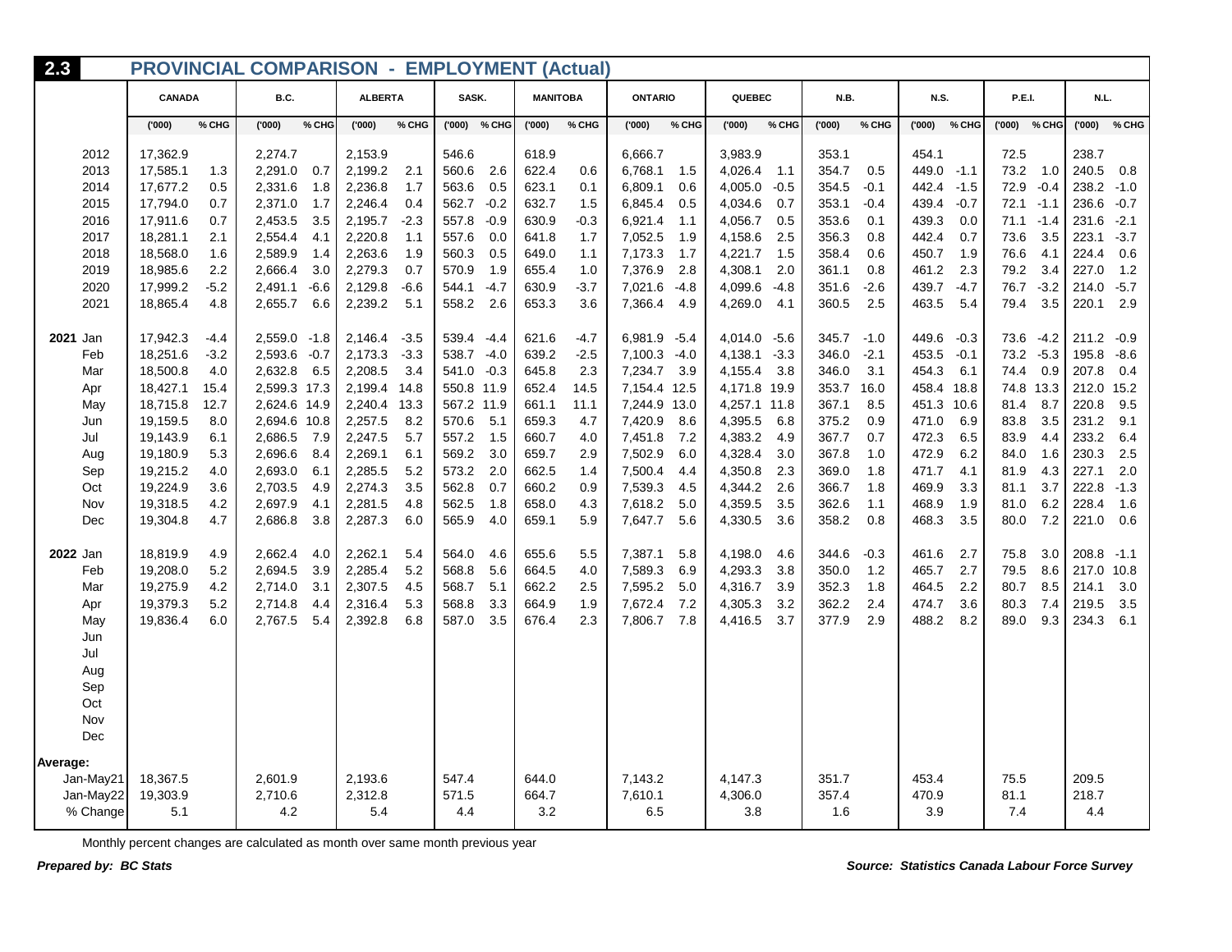## 2.3 PROVINCIAL COMPARISON - EMPLOYMENT (Actual)

| | CANADA | | B.C. | | ALBERTA | | SASK. | | MANITOBA | | ONTARIO | | QUEBEC | | N.B. | | N.S. | | P.E.I. | | N.L. | |
|---|---|---|---|---|---|---|---|---|---|---|---|---|---|---|---|---|---|---|---|---|---|---|
| | ('000) | % CHG | ('000) | % CHG | ('000) | % CHG | ('000) | % CHG | ('000) | % CHG | ('000) | % CHG | ('000) | % CHG | ('000) | % CHG | ('000) | % CHG | ('000) | % CHG | ('000) | % CHG |
| 2012 | 17,362.9 | | 2,274.7 | | 2,153.9 | | 546.6 | | 618.9 | | 6,666.7 | | 3,983.9 | | 353.1 | | 454.1 | | 72.5 | | 238.7 | |
| 2013 | 17,585.1 | 1.3 | 2,291.0 | 0.7 | 2,199.2 | 2.1 | 560.6 | 2.6 | 622.4 | 0.6 | 6,768.1 | 1.5 | 4,026.4 | 1.1 | 354.7 | 0.5 | 449.0 | -1.1 | 73.2 | 1.0 | 240.5 | 0.8 |
| 2014 | 17,677.2 | 0.5 | 2,331.6 | 1.8 | 2,236.8 | 1.7 | 563.6 | 0.5 | 623.1 | 0.1 | 6,809.1 | 0.6 | 4,005.0 | -0.5 | 354.5 | -0.1 | 442.4 | -1.5 | 72.9 | -0.4 | 238.2 | -1.0 |
| 2015 | 17,794.0 | 0.7 | 2,371.0 | 1.7 | 2,246.4 | 0.4 | 562.7 | -0.2 | 632.7 | 1.5 | 6,845.4 | 0.5 | 4,034.6 | 0.7 | 353.1 | -0.4 | 439.4 | -0.7 | 72.1 | -1.1 | 236.6 | -0.7 |
| 2016 | 17,911.6 | 0.7 | 2,453.5 | 3.5 | 2,195.7 | -2.3 | 557.8 | -0.9 | 630.9 | -0.3 | 6,921.4 | 1.1 | 4,056.7 | 0.5 | 353.6 | 0.1 | 439.3 | 0.0 | 71.1 | -1.4 | 231.6 | -2.1 |
| 2017 | 18,281.1 | 2.1 | 2,554.4 | 4.1 | 2,220.8 | 1.1 | 557.6 | 0.0 | 641.8 | 1.7 | 7,052.5 | 1.9 | 4,158.6 | 2.5 | 356.3 | 0.8 | 442.4 | 0.7 | 73.6 | 3.5 | 223.1 | -3.7 |
| 2018 | 18,568.0 | 1.6 | 2,589.9 | 1.4 | 2,263.6 | 1.9 | 560.3 | 0.5 | 649.0 | 1.1 | 7,173.3 | 1.7 | 4,221.7 | 1.5 | 358.4 | 0.6 | 450.7 | 1.9 | 76.6 | 4.1 | 224.4 | 0.6 |
| 2019 | 18,985.6 | 2.2 | 2,666.4 | 3.0 | 2,279.3 | 0.7 | 570.9 | 1.9 | 655.4 | 1.0 | 7,376.9 | 2.8 | 4,308.1 | 2.0 | 361.1 | 0.8 | 461.2 | 2.3 | 79.2 | 3.4 | 227.0 | 1.2 |
| 2020 | 17,999.2 | -5.2 | 2,491.1 | -6.6 | 2,129.8 | -6.6 | 544.1 | -4.7 | 630.9 | -3.7 | 7,021.6 | -4.8 | 4,099.6 | -4.8 | 351.6 | -2.6 | 439.7 | -4.7 | 76.7 | -3.2 | 214.0 | -5.7 |
| 2021 | 18,865.4 | 4.8 | 2,655.7 | 6.6 | 2,239.2 | 5.1 | 558.2 | 2.6 | 653.3 | 3.6 | 7,366.4 | 4.9 | 4,269.0 | 4.1 | 360.5 | 2.5 | 463.5 | 5.4 | 79.4 | 3.5 | 220.1 | 2.9 |
| **2021** Jan | 17,942.3 | -4.4 | 2,559.0 | -1.8 | 2,146.4 | -3.5 | 539.4 | -4.4 | 621.6 | -4.7 | 6,981.9 | -5.4 | 4,014.0 | -5.6 | 345.7 | -1.0 | 449.6 | -0.3 | 73.6 | -4.2 | 211.2 | -0.9 |
| Feb | 18,251.6 | -3.2 | 2,593.6 | -0.7 | 2,173.3 | -3.3 | 538.7 | -4.0 | 639.2 | -2.5 | 7,100.3 | -4.0 | 4,138.1 | -3.3 | 346.0 | -2.1 | 453.5 | -0.1 | 73.2 | -5.3 | 195.8 | -8.6 |
| Mar | 18,500.8 | 4.0 | 2,632.8 | 6.5 | 2,208.5 | 3.4 | 541.0 | -0.3 | 645.8 | 2.3 | 7,234.7 | 3.9 | 4,155.4 | 3.8 | 346.0 | 3.1 | 454.3 | 6.1 | 74.4 | 0.9 | 207.8 | 0.4 |
| Apr | 18,427.1 | 15.4 | 2,599.3 | 17.3 | 2,199.4 | 14.8 | 550.8 | 11.9 | 652.4 | 14.5 | 7,154.4 | 12.5 | 4,171.8 | 19.9 | 353.7 | 16.0 | 458.4 | 18.8 | 74.8 | 13.3 | 212.0 | 15.2 |
| May | 18,715.8 | 12.7 | 2,624.6 | 14.9 | 2,240.4 | 13.3 | 567.2 | 11.9 | 661.1 | 11.1 | 7,244.9 | 13.0 | 4,257.1 | 11.8 | 367.1 | 8.5 | 451.3 | 10.6 | 81.4 | 8.7 | 220.8 | 9.5 |
| Jun | 19,159.5 | 8.0 | 2,694.6 | 10.8 | 2,257.5 | 8.2 | 570.6 | 5.1 | 659.3 | 4.7 | 7,420.9 | 8.6 | 4,395.5 | 6.8 | 375.2 | 0.9 | 471.0 | 6.9 | 83.8 | 3.5 | 231.2 | 9.1 |
| Jul | 19,143.9 | 6.1 | 2,686.5 | 7.9 | 2,247.5 | 5.7 | 557.2 | 1.5 | 660.7 | 4.0 | 7,451.8 | 7.2 | 4,383.2 | 4.9 | 367.7 | 0.7 | 472.3 | 6.5 | 83.9 | 4.4 | 233.2 | 6.4 |
| Aug | 19,180.9 | 5.3 | 2,696.6 | 8.4 | 2,269.1 | 6.1 | 569.2 | 3.0 | 659.7 | 2.9 | 7,502.9 | 6.0 | 4,328.4 | 3.0 | 367.8 | 1.0 | 472.9 | 6.2 | 84.0 | 1.6 | 230.3 | 2.5 |
| Sep | 19,215.2 | 4.0 | 2,693.0 | 6.1 | 2,285.5 | 5.2 | 573.2 | 2.0 | 662.5 | 1.4 | 7,500.4 | 4.4 | 4,350.8 | 2.3 | 369.0 | 1.8 | 471.7 | 4.1 | 81.9 | 4.3 | 227.1 | 2.0 |
| Oct | 19,224.9 | 3.6 | 2,703.5 | 4.9 | 2,274.3 | 3.5 | 562.8 | 0.7 | 660.2 | 0.9 | 7,539.3 | 4.5 | 4,344.2 | 2.6 | 366.7 | 1.8 | 469.9 | 3.3 | 81.1 | 3.7 | 222.8 | -1.3 |
| Nov | 19,318.5 | 4.2 | 2,697.9 | 4.1 | 2,281.5 | 4.8 | 562.5 | 1.8 | 658.0 | 4.3 | 7,618.2 | 5.0 | 4,359.5 | 3.5 | 362.6 | 1.1 | 468.9 | 1.9 | 81.0 | 6.2 | 228.4 | 1.6 |
| Dec | 19,304.8 | 4.7 | 2,686.8 | 3.8 | 2,287.3 | 6.0 | 565.9 | 4.0 | 659.1 | 5.9 | 7,647.7 | 5.6 | 4,330.5 | 3.6 | 358.2 | 0.8 | 468.3 | 3.5 | 80.0 | 7.2 | 221.0 | 0.6 |
| **2022** Jan | 18,819.9 | 4.9 | 2,662.4 | 4.0 | 2,262.1 | 5.4 | 564.0 | 4.6 | 655.6 | 5.5 | 7,387.1 | 5.8 | 4,198.0 | 4.6 | 344.6 | -0.3 | 461.6 | 2.7 | 75.8 | 3.0 | 208.8 | -1.1 |
| Feb | 19,208.0 | 5.2 | 2,694.5 | 3.9 | 2,285.4 | 5.2 | 568.8 | 5.6 | 664.5 | 4.0 | 7,589.3 | 6.9 | 4,293.3 | 3.8 | 350.0 | 1.2 | 465.7 | 2.7 | 79.5 | 8.6 | 217.0 | 10.8 |
| Mar | 19,275.9 | 4.2 | 2,714.0 | 3.1 | 2,307.5 | 4.5 | 568.7 | 5.1 | 662.2 | 2.5 | 7,595.2 | 5.0 | 4,316.7 | 3.9 | 352.3 | 1.8 | 464.5 | 2.2 | 80.7 | 8.5 | 214.1 | 3.0 |
| Apr | 19,379.3 | 5.2 | 2,714.8 | 4.4 | 2,316.4 | 5.3 | 568.8 | 3.3 | 664.9 | 1.9 | 7,672.4 | 7.2 | 4,305.3 | 3.2 | 362.2 | 2.4 | 474.7 | 3.6 | 80.3 | 7.4 | 219.5 | 3.5 |
| May | 19,836.4 | 6.0 | 2,767.5 | 5.4 | 2,392.8 | 6.8 | 587.0 | 3.5 | 676.4 | 2.3 | 7,806.7 | 7.8 | 4,416.5 | 3.7 | 377.9 | 2.9 | 488.2 | 8.2 | 89.0 | 9.3 | 234.3 | 6.1 |
| Jun | | | | | | | | | | | | | | | | | | | | | | |
| Jul | | | | | | | | | | | | | | | | | | | | | | |
| Aug | | | | | | | | | | | | | | | | | | | | | | |
| Sep | | | | | | | | | | | | | | | | | | | | | | |
| Oct | | | | | | | | | | | | | | | | | | | | | | |
| Nov | | | | | | | | | | | | | | | | | | | | | | |
| Dec | | | | | | | | | | | | | | | | | | | | | | |
| **Average:** | | | | | | | | | | | | | | | | | | | | | | |
| Jan-May21 | 18,367.5 | | 2,601.9 | | 2,193.6 | | 547.4 | | 644.0 | | 7,143.2 | | 4,147.3 | | 351.7 | | 453.4 | | 75.5 | | 209.5 | |
| Jan-May22 | 19,303.9 | | 2,710.6 | | 2,312.8 | | 571.5 | | 664.7 | | 7,610.1 | | 4,306.0 | | 357.4 | | 470.9 | | 81.1 | | 218.7 | |
| % Change | 5.1 | | 4.2 | | 5.4 | | 4.4 | | 3.2 | | 6.5 | | 3.8 | | 1.6 | | 3.9 | | 7.4 | | 4.4 | |

Monthly percent changes are calculated as month over same month previous year

***Prepared by: BC Stats***

***Source: Statistics Canada Labour Force Survey***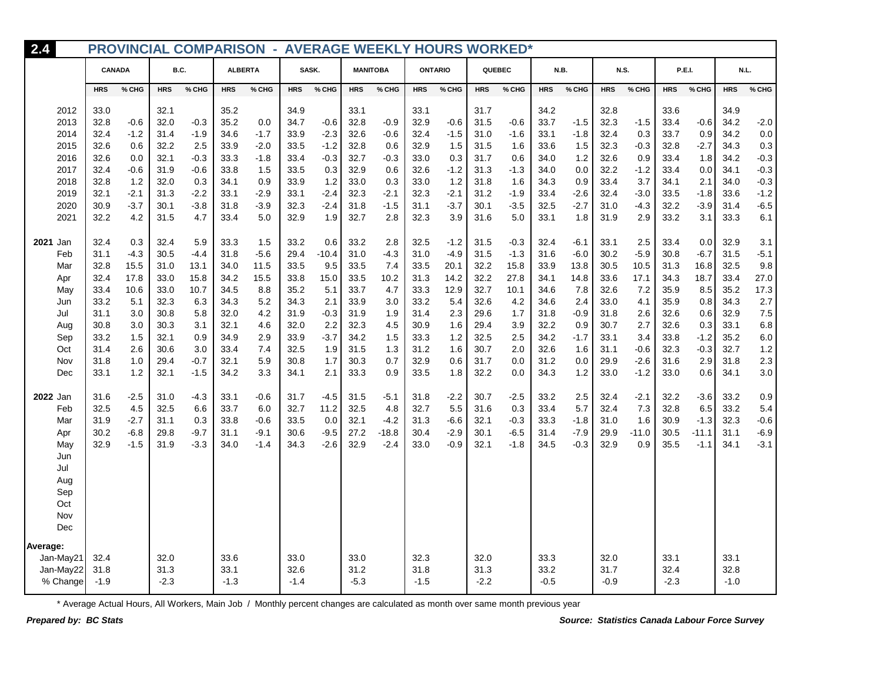## 2.4 PROVINCIAL COMPARISON - AVERAGE WEEKLY HOURS WORKED*

| | CANADA | | B.C. | | ALBERTA | | SASK. | | MANITOBA | | ONTARIO | | QUEBEC | | N.B. | | N.S. | | P.E.I. | | N.L. | |
|---|---|---|---|---|---|---|---|---|---|---|---|---|---|---|---|---|---|---|---|---|---|---|
| | HRS | % CHG | HRS | % CHG | HRS | % CHG | HRS | % CHG | HRS | % CHG | HRS | % CHG | HRS | % CHG | HRS | % CHG | HRS | % CHG | HRS | % CHG | HRS | % CHG |
| 2012 | 33.0 | | 32.1 | | 35.2 | | 34.9 | | 33.1 | | 33.1 | | 31.7 | | 34.2 | | 32.8 | | 33.6 | | 34.9 | |
| 2013 | 32.8 | -0.6 | 32.0 | -0.3 | 35.2 | 0.0 | 34.7 | -0.6 | 32.8 | -0.9 | 32.9 | -0.6 | 31.5 | -0.6 | 33.7 | -1.5 | 32.3 | -1.5 | 33.4 | -0.6 | 34.2 | -2.0 |
| 2014 | 32.4 | -1.2 | 31.4 | -1.9 | 34.6 | -1.7 | 33.9 | -2.3 | 32.6 | -0.6 | 32.4 | -1.5 | 31.0 | -1.6 | 33.1 | -1.8 | 32.4 | 0.3 | 33.7 | 0.9 | 34.2 | 0.0 |
| 2015 | 32.6 | 0.6 | 32.2 | 2.5 | 33.9 | -2.0 | 33.5 | -1.2 | 32.8 | 0.6 | 32.9 | 1.5 | 31.5 | 1.6 | 33.6 | 1.5 | 32.3 | -0.3 | 32.8 | -2.7 | 34.3 | 0.3 |
| 2016 | 32.6 | 0.0 | 32.1 | -0.3 | 33.3 | -1.8 | 33.4 | -0.3 | 32.7 | -0.3 | 33.0 | 0.3 | 31.7 | 0.6 | 34.0 | 1.2 | 32.6 | 0.9 | 33.4 | 1.8 | 34.2 | -0.3 |
| 2017 | 32.4 | -0.6 | 31.9 | -0.6 | 33.8 | 1.5 | 33.5 | 0.3 | 32.9 | 0.6 | 32.6 | -1.2 | 31.3 | -1.3 | 34.0 | 0.0 | 32.2 | -1.2 | 33.4 | 0.0 | 34.1 | -0.3 |
| 2018 | 32.8 | 1.2 | 32.0 | 0.3 | 34.1 | 0.9 | 33.9 | 1.2 | 33.0 | 0.3 | 33.0 | 1.2 | 31.8 | 1.6 | 34.3 | 0.9 | 33.4 | 3.7 | 34.1 | 2.1 | 34.0 | -0.3 |
| 2019 | 32.1 | -2.1 | 31.3 | -2.2 | 33.1 | -2.9 | 33.1 | -2.4 | 32.3 | -2.1 | 32.3 | -2.1 | 31.2 | -1.9 | 33.4 | -2.6 | 32.4 | -3.0 | 33.5 | -1.8 | 33.6 | -1.2 |
| 2020 | 30.9 | -3.7 | 30.1 | -3.8 | 31.8 | -3.9 | 32.3 | -2.4 | 31.8 | -1.5 | 31.1 | -3.7 | 30.1 | -3.5 | 32.5 | -2.7 | 31.0 | -4.3 | 32.2 | -3.9 | 31.4 | -6.5 |
| 2021 | 32.2 | 4.2 | 31.5 | 4.7 | 33.4 | 5.0 | 32.9 | 1.9 | 32.7 | 2.8 | 32.3 | 3.9 | 31.6 | 5.0 | 33.1 | 1.8 | 31.9 | 2.9 | 33.2 | 3.1 | 33.3 | 6.1 |
| **2021** Jan | 32.4 | 0.3 | 32.4 | 5.9 | 33.3 | 1.5 | 33.2 | 0.6 | 33.2 | 2.8 | 32.5 | -1.2 | 31.5 | -0.3 | 32.4 | -6.1 | 33.1 | 2.5 | 33.4 | 0.0 | 32.9 | 3.1 |
| Feb | 31.1 | -4.3 | 30.5 | -4.4 | 31.8 | -5.6 | 29.4 | -10.4 | 31.0 | -4.3 | 31.0 | -4.9 | 31.5 | -1.3 | 31.6 | -6.0 | 30.2 | -5.9 | 30.8 | -6.7 | 31.5 | -5.1 |
| Mar | 32.8 | 15.5 | 31.0 | 13.1 | 34.0 | 11.5 | 33.5 | 9.5 | 33.5 | 7.4 | 33.5 | 20.1 | 32.2 | 15.8 | 33.9 | 13.8 | 30.5 | 10.5 | 31.3 | 16.8 | 32.5 | 9.8 |
| Apr | 32.4 | 17.8 | 33.0 | 15.8 | 34.2 | 15.5 | 33.8 | 15.0 | 33.5 | 10.2 | 31.3 | 14.2 | 32.2 | 27.8 | 34.1 | 14.8 | 33.6 | 17.1 | 34.3 | 18.7 | 33.4 | 27.0 |
| May | 33.4 | 10.6 | 33.0 | 10.7 | 34.5 | 8.8 | 35.2 | 5.1 | 33.7 | 4.7 | 33.3 | 12.9 | 32.7 | 10.1 | 34.6 | 7.8 | 32.6 | 7.2 | 35.9 | 8.5 | 35.2 | 17.3 |
| Jun | 33.2 | 5.1 | 32.3 | 6.3 | 34.3 | 5.2 | 34.3 | 2.1 | 33.9 | 3.0 | 33.2 | 5.4 | 32.6 | 4.2 | 34.6 | 2.4 | 33.0 | 4.1 | 35.9 | 0.8 | 34.3 | 2.7 |
| Jul | 31.1 | 3.0 | 30.8 | 5.8 | 32.0 | 4.2 | 31.9 | -0.3 | 31.9 | 1.9 | 31.4 | 2.3 | 29.6 | 1.7 | 31.8 | -0.9 | 31.8 | 2.6 | 32.6 | 0.6 | 32.9 | 7.5 |
| Aug | 30.8 | 3.0 | 30.3 | 3.1 | 32.1 | 4.6 | 32.0 | 2.2 | 32.3 | 4.5 | 30.9 | 1.6 | 29.4 | 3.9 | 32.2 | 0.9 | 30.7 | 2.7 | 32.6 | 0.3 | 33.1 | 6.8 |
| Sep | 33.2 | 1.5 | 32.1 | 0.9 | 34.9 | 2.9 | 33.9 | -3.7 | 34.2 | 1.5 | 33.3 | 1.2 | 32.5 | 2.5 | 34.2 | -1.7 | 33.1 | 3.4 | 33.8 | -1.2 | 35.2 | 6.0 |
| Oct | 31.4 | 2.6 | 30.6 | 3.0 | 33.4 | 7.4 | 32.5 | 1.9 | 31.5 | 1.3 | 31.2 | 1.6 | 30.7 | 2.0 | 32.6 | 1.6 | 31.1 | -0.6 | 32.3 | -0.3 | 32.7 | 1.2 |
| Nov | 31.8 | 1.0 | 29.4 | -0.7 | 32.1 | 5.9 | 30.8 | 1.7 | 30.3 | 0.7 | 32.9 | 0.6 | 31.7 | 0.0 | 31.2 | 0.0 | 29.9 | -2.6 | 31.6 | 2.9 | 31.8 | 2.3 |
| Dec | 33.1 | 1.2 | 32.1 | -1.5 | 34.2 | 3.3 | 34.1 | 2.1 | 33.3 | 0.9 | 33.5 | 1.8 | 32.2 | 0.0 | 34.3 | 1.2 | 33.0 | -1.2 | 33.0 | 0.6 | 34.1 | 3.0 |
| **2022** Jan | 31.6 | -2.5 | 31.0 | -4.3 | 33.1 | -0.6 | 31.7 | -4.5 | 31.5 | -5.1 | 31.8 | -2.2 | 30.7 | -2.5 | 33.2 | 2.5 | 32.4 | -2.1 | 32.2 | -3.6 | 33.2 | 0.9 |
| Feb | 32.5 | 4.5 | 32.5 | 6.6 | 33.7 | 6.0 | 32.7 | 11.2 | 32.5 | 4.8 | 32.7 | 5.5 | 31.6 | 0.3 | 33.4 | 5.7 | 32.4 | 7.3 | 32.8 | 6.5 | 33.2 | 5.4 |
| Mar | 31.9 | -2.7 | 31.1 | 0.3 | 33.8 | -0.6 | 33.5 | 0.0 | 32.1 | -4.2 | 31.3 | -6.6 | 32.1 | -0.3 | 33.3 | -1.8 | 31.0 | 1.6 | 30.9 | -1.3 | 32.3 | -0.6 |
| Apr | 30.2 | -6.8 | 29.8 | -9.7 | 31.1 | -9.1 | 30.6 | -9.5 | 27.2 | -18.8 | 30.4 | -2.9 | 30.1 | -6.5 | 31.4 | -7.9 | 29.9 | -11.0 | 30.5 | -11.1 | 31.1 | -6.9 |
| May | 32.9 | -1.5 | 31.9 | -3.3 | 34.0 | -1.4 | 34.3 | -2.6 | 32.9 | -2.4 | 33.0 | -0.9 | 32.1 | -1.8 | 34.5 | -0.3 | 32.9 | 0.9 | 35.5 | -1.1 | 34.1 | -3.1 |
| Jun | | | | | | | | | | | | | | | | | | | | | | |
| Jul | | | | | | | | | | | | | | | | | | | | | | |
| Aug | | | | | | | | | | | | | | | | | | | | | | |
| Sep | | | | | | | | | | | | | | | | | | | | | | |
| Oct | | | | | | | | | | | | | | | | | | | | | | |
| Nov | | | | | | | | | | | | | | | | | | | | | | |
| Dec | | | | | | | | | | | | | | | | | | | | | | |
| **Average:** | | | | | | | | | | | | | | | | | | | | | | |
| Jan-May21 | 32.4 | | 32.0 | | 33.6 | | 33.0 | | 33.0 | | 32.3 | | 32.0 | | 33.3 | | 32.0 | | 33.1 | | 33.1 | |
| Jan-May22 | 31.8 | | 31.3 | | 33.1 | | 32.6 | | 31.2 | | 31.8 | | 31.3 | | 33.2 | | 31.7 | | 32.4 | | 32.8 | |
| % Change | -1.9 | | -2.3 | | -1.3 | | -1.4 | | -5.3 | | -1.5 | | -2.2 | | -0.5 | | -0.9 | | -2.3 | | -1.0 | |

\* Average Actual Hours, All Workers, Main Job / Monthly percent changes are calculated as month over same month previous year

***Prepared by: BC Stats***

***Source: Statistics Canada Labour Force Survey***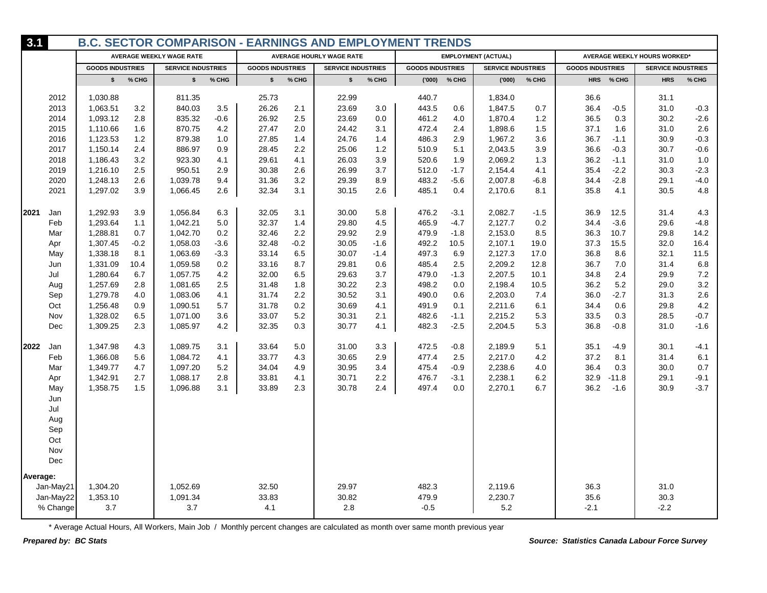# 3.1 B.C. SECTOR COMPARISON - EARNINGS AND EMPLOYMENT TRENDS

| | | AVERAGE WEEKLY WAGE RATE | | | | AVERAGE HOURLY WAGE RATE | | | | EMPLOYMENT (ACTUAL) | | | | AVERAGE WEEKLY HOURS WORKED* | | | |
|---|---|---|---|---|---|---|---|---|---|---|---|---|---|---|---|---|---|
| | | GOODS INDUSTRIES | | SERVICE INDUSTRIES | | GOODS INDUSTRIES | | SERVICE INDUSTRIES | | GOODS INDUSTRIES | | SERVICE INDUSTRIES | | GOODS INDUSTRIES | | SERVICE INDUSTRIES | |
| | | $ | % CHG | $ | % CHG | $ | % CHG | $ | % CHG | ('000) | % CHG | ('000) | % CHG | HRS | % CHG | HRS | % CHG |
| | 2012 | 1,030.88 | | 811.35 | | 25.73 | | 22.99 | | 440.7 | | 1,834.0 | | 36.6 | | 31.1 | |
| | 2013 | 1,063.51 | 3.2 | 840.03 | 3.5 | 26.26 | 2.1 | 23.69 | 3.0 | 443.5 | 0.6 | 1,847.5 | 0.7 | 36.4 | -0.5 | 31.0 | -0.3 |
| | 2014 | 1,093.12 | 2.8 | 835.32 | -0.6 | 26.92 | 2.5 | 23.69 | 0.0 | 461.2 | 4.0 | 1,870.4 | 1.2 | 36.5 | 0.3 | 30.2 | -2.6 |
| | 2015 | 1,110.66 | 1.6 | 870.75 | 4.2 | 27.47 | 2.0 | 24.42 | 3.1 | 472.4 | 2.4 | 1,898.6 | 1.5 | 37.1 | 1.6 | 31.0 | 2.6 |
| | 2016 | 1,123.53 | 1.2 | 879.38 | 1.0 | 27.85 | 1.4 | 24.76 | 1.4 | 486.3 | 2.9 | 1,967.2 | 3.6 | 36.7 | -1.1 | 30.9 | -0.3 |
| | 2017 | 1,150.14 | 2.4 | 886.97 | 0.9 | 28.45 | 2.2 | 25.06 | 1.2 | 510.9 | 5.1 | 2,043.5 | 3.9 | 36.6 | -0.3 | 30.7 | -0.6 |
| | 2018 | 1,186.43 | 3.2 | 923.30 | 4.1 | 29.61 | 4.1 | 26.03 | 3.9 | 520.6 | 1.9 | 2,069.2 | 1.3 | 36.2 | -1.1 | 31.0 | 1.0 |
| | 2019 | 1,216.10 | 2.5 | 950.51 | 2.9 | 30.38 | 2.6 | 26.99 | 3.7 | 512.0 | -1.7 | 2,154.4 | 4.1 | 35.4 | -2.2 | 30.3 | -2.3 |
| | 2020 | 1,248.13 | 2.6 | 1,039.78 | 9.4 | 31.36 | 3.2 | 29.39 | 8.9 | 483.2 | -5.6 | 2,007.8 | -6.8 | 34.4 | -2.8 | 29.1 | -4.0 |
| | 2021 | 1,297.02 | 3.9 | 1,066.45 | 2.6 | 32.34 | 3.1 | 30.15 | 2.6 | 485.1 | 0.4 | 2,170.6 | 8.1 | 35.8 | 4.1 | 30.5 | 4.8 |
| 2021 | Jan | 1,292.93 | 3.9 | 1,056.84 | 6.3 | 32.05 | 3.1 | 30.00 | 5.8 | 476.2 | -3.1 | 2,082.7 | -1.5 | 36.9 | 12.5 | 31.4 | 4.3 |
| | Feb | 1,293.64 | 1.1 | 1,042.21 | 5.0 | 32.37 | 1.4 | 29.80 | 4.5 | 465.9 | -4.7 | 2,127.7 | 0.2 | 34.4 | -3.6 | 29.6 | -4.8 |
| | Mar | 1,288.81 | 0.7 | 1,042.70 | 0.2 | 32.46 | 2.2 | 29.92 | 2.9 | 479.9 | -1.8 | 2,153.0 | 8.5 | 36.3 | 10.7 | 29.8 | 14.2 |
| | Apr | 1,307.45 | -0.2 | 1,058.03 | -3.6 | 32.48 | -0.2 | 30.05 | -1.6 | 492.2 | 10.5 | 2,107.1 | 19.0 | 37.3 | 15.5 | 32.0 | 16.4 |
| | May | 1,338.18 | 8.1 | 1,063.69 | -3.3 | 33.14 | 6.5 | 30.07 | -1.4 | 497.3 | 6.9 | 2,127.3 | 17.0 | 36.8 | 8.6 | 32.1 | 11.5 |
| | Jun | 1,331.09 | 10.4 | 1,059.58 | 0.2 | 33.16 | 8.7 | 29.81 | 0.6 | 485.4 | 2.5 | 2,209.2 | 12.8 | 36.7 | 7.0 | 31.4 | 6.8 |
| | Jul | 1,280.64 | 6.7 | 1,057.75 | 4.2 | 32.00 | 6.5 | 29.63 | 3.7 | 479.0 | -1.3 | 2,207.5 | 10.1 | 34.8 | 2.4 | 29.9 | 7.2 |
| | Aug | 1,257.69 | 2.8 | 1,081.65 | 2.5 | 31.48 | 1.8 | 30.22 | 2.3 | 498.2 | 0.0 | 2,198.4 | 10.5 | 36.2 | 5.2 | 29.0 | 3.2 |
| | Sep | 1,279.78 | 4.0 | 1,083.06 | 4.1 | 31.74 | 2.2 | 30.52 | 3.1 | 490.0 | 0.6 | 2,203.0 | 7.4 | 36.0 | -2.7 | 31.3 | 2.6 |
| | Oct | 1,256.48 | 0.9 | 1,090.51 | 5.7 | 31.78 | 0.2 | 30.69 | 4.1 | 491.9 | 0.1 | 2,211.6 | 6.1 | 34.4 | 0.6 | 29.8 | 4.2 |
| | Nov | 1,328.02 | 6.5 | 1,071.00 | 3.6 | 33.07 | 5.2 | 30.31 | 2.1 | 482.6 | -1.1 | 2,215.2 | 5.3 | 33.5 | 0.3 | 28.5 | -0.7 |
| | Dec | 1,309.25 | 2.3 | 1,085.97 | 4.2 | 32.35 | 0.3 | 30.77 | 4.1 | 482.3 | -2.5 | 2,204.5 | 5.3 | 36.8 | -0.8 | 31.0 | -1.6 |
| 2022 | Jan | 1,347.98 | 4.3 | 1,089.75 | 3.1 | 33.64 | 5.0 | 31.00 | 3.3 | 472.5 | -0.8 | 2,189.9 | 5.1 | 35.1 | -4.9 | 30.1 | -4.1 |
| | Feb | 1,366.08 | 5.6 | 1,084.72 | 4.1 | 33.77 | 4.3 | 30.65 | 2.9 | 477.4 | 2.5 | 2,217.0 | 4.2 | 37.2 | 8.1 | 31.4 | 6.1 |
| | Mar | 1,349.77 | 4.7 | 1,097.20 | 5.2 | 34.04 | 4.9 | 30.95 | 3.4 | 475.4 | -0.9 | 2,238.6 | 4.0 | 36.4 | 0.3 | 30.0 | 0.7 |
| | Apr | 1,342.91 | 2.7 | 1,088.17 | 2.8 | 33.81 | 4.1 | 30.71 | 2.2 | 476.7 | -3.1 | 2,238.1 | 6.2 | 32.9 | -11.8 | 29.1 | -9.1 |
| | May | 1,358.75 | 1.5 | 1,096.88 | 3.1 | 33.89 | 2.3 | 30.78 | 2.4 | 497.4 | 0.0 | 2,270.1 | 6.7 | 36.2 | -1.6 | 30.9 | -3.7 |
| | Jun | | | | | | | | | | | | | | | | |
| | Jul | | | | | | | | | | | | | | | | |
| | Aug | | | | | | | | | | | | | | | | |
| | Sep | | | | | | | | | | | | | | | | |
| | Oct | | | | | | | | | | | | | | | | |
| | Nov | | | | | | | | | | | | | | | | |
| | Dec | | | | | | | | | | | | | | | | |
| Average: | | | | | | | | | | | | | | | | | |
| | Jan-May21 | 1,304.20 | | 1,052.69 | | 32.50 | | 29.97 | | 482.3 | | 2,119.6 | | 36.3 | | 31.0 | |
| | Jan-May22 | 1,353.10 | | 1,091.34 | | 33.83 | | 30.82 | | 479.9 | | 2,230.7 | | 35.6 | | 30.3 | |
| | % Change | 3.7 | | 3.7 | | 4.1 | | 2.8 | | -0.5 | | 5.2 | | -2.1 | | -2.2 | |

\* Average Actual Hours, All Workers, Main Job / Monthly percent changes are calculated as month over same month previous year

***Prepared by: BC Stats***

***Source: Statistics Canada Labour Force Survey***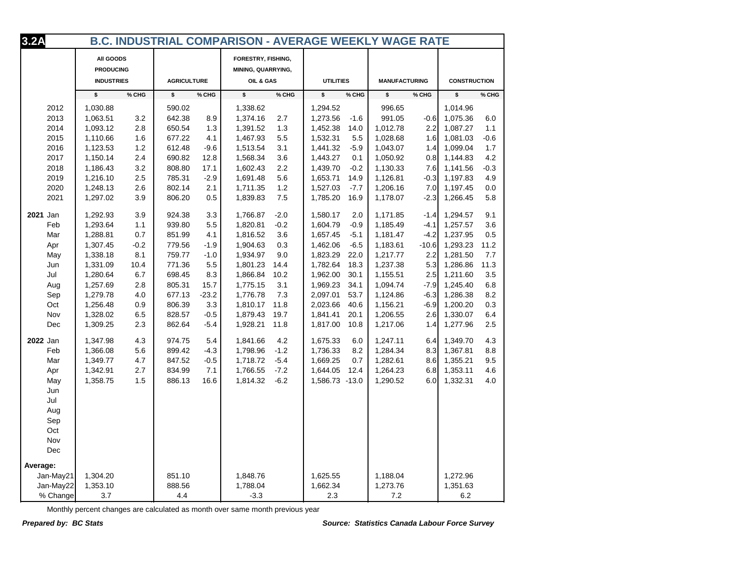# 3.2A B.C. INDUSTRIAL COMPARISON - AVERAGE WEEKLY WAGE RATE

| | All GOODS PRODUCING INDUSTRIES | | AGRICULTURE | | FORESTRY, FISHING, MINING, QUARRYING, OIL & GAS | | UTILITIES | | MANUFACTURING | | CONSTRUCTION | |
|---|---|---|---|---|---|---|---|---|---|---|---|---|
| | $ | % CHG | $ | % CHG | $ | % CHG | $ | % CHG | $ | % CHG | $ | % CHG |
| 2012 | 1,030.88 | | 590.02 | | 1,338.62 | | 1,294.52 | | 996.65 | | 1,014.96 | |
| 2013 | 1,063.51 | 3.2 | 642.38 | 8.9 | 1,374.16 | 2.7 | 1,273.56 | -1.6 | 991.05 | -0.6 | 1,075.36 | 6.0 |
| 2014 | 1,093.12 | 2.8 | 650.54 | 1.3 | 1,391.52 | 1.3 | 1,452.38 | 14.0 | 1,012.78 | 2.2 | 1,087.27 | 1.1 |
| 2015 | 1,110.66 | 1.6 | 677.22 | 4.1 | 1,467.93 | 5.5 | 1,532.31 | 5.5 | 1,028.68 | 1.6 | 1,081.03 | -0.6 |
| 2016 | 1,123.53 | 1.2 | 612.48 | -9.6 | 1,513.54 | 3.1 | 1,441.32 | -5.9 | 1,043.07 | 1.4 | 1,099.04 | 1.7 |
| 2017 | 1,150.14 | 2.4 | 690.82 | 12.8 | 1,568.34 | 3.6 | 1,443.27 | 0.1 | 1,050.92 | 0.8 | 1,144.83 | 4.2 |
| 2018 | 1,186.43 | 3.2 | 808.80 | 17.1 | 1,602.43 | 2.2 | 1,439.70 | -0.2 | 1,130.33 | 7.6 | 1,141.56 | -0.3 |
| 2019 | 1,216.10 | 2.5 | 785.31 | -2.9 | 1,691.48 | 5.6 | 1,653.71 | 14.9 | 1,126.81 | -0.3 | 1,197.83 | 4.9 |
| 2020 | 1,248.13 | 2.6 | 802.14 | 2.1 | 1,711.35 | 1.2 | 1,527.03 | -7.7 | 1,206.16 | 7.0 | 1,197.45 | 0.0 |
| 2021 | 1,297.02 | 3.9 | 806.20 | 0.5 | 1,839.83 | 7.5 | 1,785.20 | 16.9 | 1,178.07 | -2.3 | 1,266.45 | 5.8 |
| **2021** Jan | 1,292.93 | 3.9 | 924.38 | 3.3 | 1,766.87 | -2.0 | 1,580.17 | 2.0 | 1,171.85 | -1.4 | 1,294.57 | 9.1 |
| Feb | 1,293.64 | 1.1 | 939.80 | 5.5 | 1,820.81 | -0.2 | 1,604.79 | -0.9 | 1,185.49 | -4.1 | 1,257.57 | 3.6 |
| Mar | 1,288.81 | 0.7 | 851.99 | 4.1 | 1,816.52 | 3.6 | 1,657.45 | -5.1 | 1,181.47 | -4.2 | 1,237.95 | 0.5 |
| Apr | 1,307.45 | -0.2 | 779.56 | -1.9 | 1,904.63 | 0.3 | 1,462.06 | -6.5 | 1,183.61 | -10.6 | 1,293.23 | 11.2 |
| May | 1,338.18 | 8.1 | 759.77 | -1.0 | 1,934.97 | 9.0 | 1,823.29 | 22.0 | 1,217.77 | 2.2 | 1,281.50 | 7.7 |
| Jun | 1,331.09 | 10.4 | 771.36 | 5.5 | 1,801.23 | 14.4 | 1,782.64 | 18.3 | 1,237.38 | 5.3 | 1,286.86 | 11.3 |
| Jul | 1,280.64 | 6.7 | 698.45 | 8.3 | 1,866.84 | 10.2 | 1,962.00 | 30.1 | 1,155.51 | 2.5 | 1,211.60 | 3.5 |
| Aug | 1,257.69 | 2.8 | 805.31 | 15.7 | 1,775.15 | 3.1 | 1,969.23 | 34.1 | 1,094.74 | -7.9 | 1,245.40 | 6.8 |
| Sep | 1,279.78 | 4.0 | 677.13 | -23.2 | 1,776.78 | 7.3 | 2,097.01 | 53.7 | 1,124.86 | -6.3 | 1,286.38 | 8.2 |
| Oct | 1,256.48 | 0.9 | 806.39 | 3.3 | 1,810.17 | 11.8 | 2,023.66 | 40.6 | 1,156.21 | -6.9 | 1,200.20 | 0.3 |
| Nov | 1,328.02 | 6.5 | 828.57 | -0.5 | 1,879.43 | 19.7 | 1,841.41 | 20.1 | 1,206.55 | 2.6 | 1,330.07 | 6.4 |
| Dec | 1,309.25 | 2.3 | 862.64 | -5.4 | 1,928.21 | 11.8 | 1,817.00 | 10.8 | 1,217.06 | 1.4 | 1,277.96 | 2.5 |
| **2022** Jan | 1,347.98 | 4.3 | 974.75 | 5.4 | 1,841.66 | 4.2 | 1,675.33 | 6.0 | 1,247.11 | 6.4 | 1,349.70 | 4.3 |
| Feb | 1,366.08 | 5.6 | 899.42 | -4.3 | 1,798.96 | -1.2 | 1,736.33 | 8.2 | 1,284.34 | 8.3 | 1,367.81 | 8.8 |
| Mar | 1,349.77 | 4.7 | 847.52 | -0.5 | 1,718.72 | -5.4 | 1,669.25 | 0.7 | 1,282.61 | 8.6 | 1,355.21 | 9.5 |
| Apr | 1,342.91 | 2.7 | 834.99 | 7.1 | 1,766.55 | -7.2 | 1,644.05 | 12.4 | 1,264.23 | 6.8 | 1,353.11 | 4.6 |
| May | 1,358.75 | 1.5 | 886.13 | 16.6 | 1,814.32 | -6.2 | 1,586.73 | -13.0 | 1,290.52 | 6.0 | 1,332.31 | 4.0 |
| Jun | | | | | | | | | | | | |
| Jul | | | | | | | | | | | | |
| Aug | | | | | | | | | | | | |
| Sep | | | | | | | | | | | | |
| Oct | | | | | | | | | | | | |
| Nov | | | | | | | | | | | | |
| Dec | | | | | | | | | | | | |
| **Average:** | | | | | | | | | | | | |
| Jan-May21 | 1,304.20 | | 851.10 | | 1,848.76 | | 1,625.55 | | 1,188.04 | | 1,272.96 | |
| Jan-May22 | 1,353.10 | | 888.56 | | 1,788.04 | | 1,662.34 | | 1,273.76 | | 1,351.63 | |
| % Change | 3.7 | | 4.4 | | -3.3 | | 2.3 | | 7.2 | | 6.2 | |

Monthly percent changes are calculated as month over same month previous year

***Prepared by: BC Stats*** ***Source: Statistics Canada Labour Force Survey***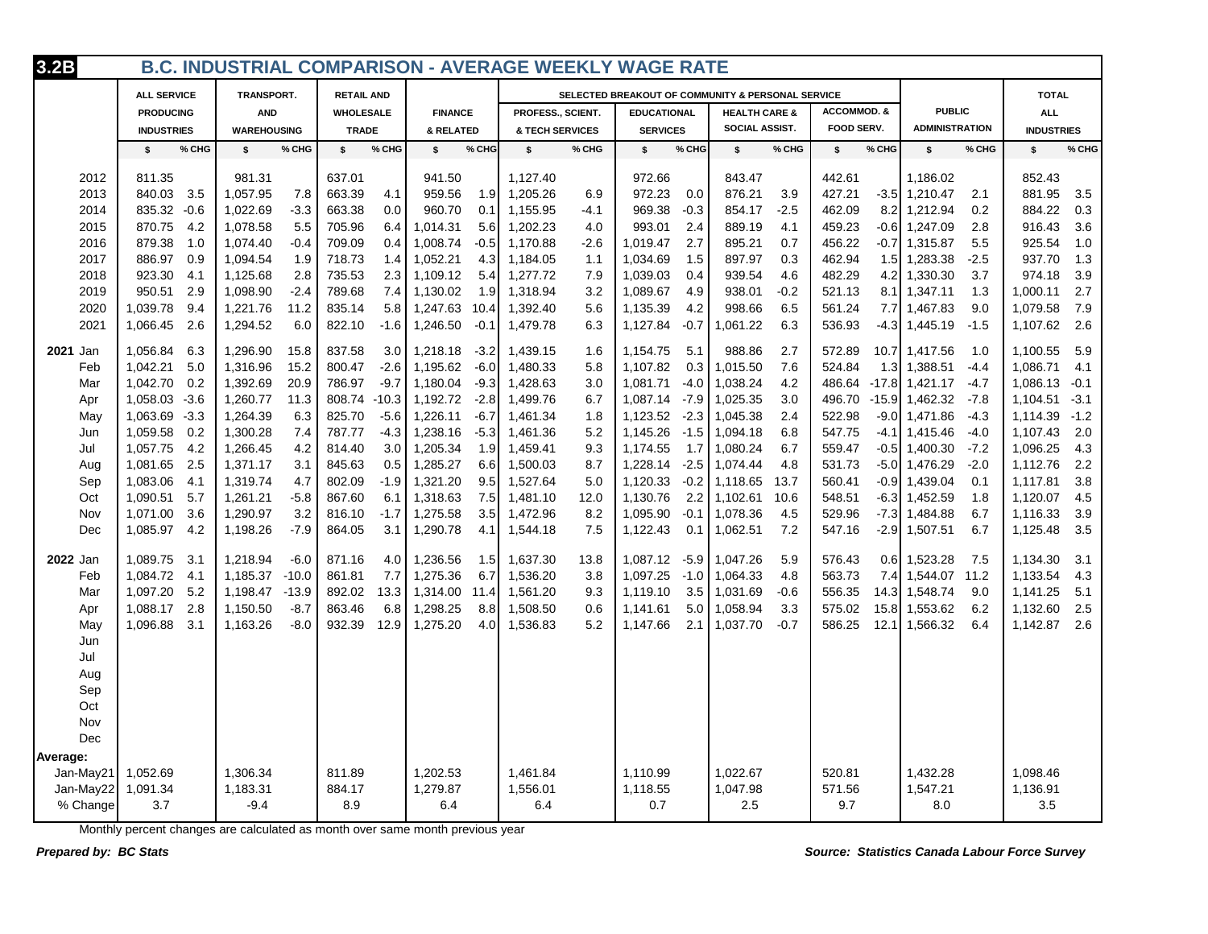# 3.2B B.C. INDUSTRIAL COMPARISON - AVERAGE WEEKLY WAGE RATE

| | ALL SERVICE PRODUCING INDUSTRIES | | TRANSPORT. AND WAREHOUSING | | RETAIL AND WHOLESALE TRADE | | FINANCE & RELATED | | SELECTED BREAKOUT OF COMMUNITY & PERSONAL SERVICE: PROFESS., SCIENT. & TECH SERVICES | | EDUCATIONAL SERVICES | | HEALTH CARE & SOCIAL ASSIST. | | ACCOMMOD. & FOOD SERV. | | PUBLIC ADMINISTRATION | | TOTAL ALL INDUSTRIES | |
|---|---|---|---|---|---|---|---|---|---|---|---|---|---|---|---|---|---|---|---|---|
| | $ | % CHG | $ | % CHG | $ | % CHG | $ | % CHG | $ | % CHG | $ | % CHG | $ | % CHG | $ | % CHG | $ | % CHG | $ | % CHG |
| 2012 | 811.35 | | 981.31 | | 637.01 | | 941.50 | | 1,127.40 | | 972.66 | | 843.47 | | 442.61 | | 1,186.02 | | 852.43 | |
| 2013 | 840.03 | 3.5 | 1,057.95 | 7.8 | 663.39 | 4.1 | 959.56 | 1.9 | 1,205.26 | 6.9 | 972.23 | 0.0 | 876.21 | 3.9 | 427.21 | -3.5 | 1,210.47 | 2.1 | 881.95 | 3.5 |
| 2014 | 835.32 | -0.6 | 1,022.69 | -3.3 | 663.38 | 0.0 | 960.70 | 0.1 | 1,155.95 | -4.1 | 969.38 | -0.3 | 854.17 | -2.5 | 462.09 | 8.2 | 1,212.94 | 0.2 | 884.22 | 0.3 |
| 2015 | 870.75 | 4.2 | 1,078.58 | 5.5 | 705.96 | 6.4 | 1,014.31 | 5.6 | 1,202.23 | 4.0 | 993.01 | 2.4 | 889.19 | 4.1 | 459.23 | -0.6 | 1,247.09 | 2.8 | 916.43 | 3.6 |
| 2016 | 879.38 | 1.0 | 1,074.40 | -0.4 | 709.09 | 0.4 | 1,008.74 | -0.5 | 1,170.88 | -2.6 | 1,019.47 | 2.7 | 895.21 | 0.7 | 456.22 | -0.7 | 1,315.87 | 5.5 | 925.54 | 1.0 |
| 2017 | 886.97 | 0.9 | 1,094.54 | 1.9 | 718.73 | 1.4 | 1,052.21 | 4.3 | 1,184.05 | 1.1 | 1,034.69 | 1.5 | 897.97 | 0.3 | 462.94 | 1.5 | 1,283.38 | -2.5 | 937.70 | 1.3 |
| 2018 | 923.30 | 4.1 | 1,125.68 | 2.8 | 735.53 | 2.3 | 1,109.12 | 5.4 | 1,277.72 | 7.9 | 1,039.03 | 0.4 | 939.54 | 4.6 | 482.29 | 4.2 | 1,330.30 | 3.7 | 974.18 | 3.9 |
| 2019 | 950.51 | 2.9 | 1,098.90 | -2.4 | 789.68 | 7.4 | 1,130.02 | 1.9 | 1,318.94 | 3.2 | 1,089.67 | 4.9 | 938.01 | -0.2 | 521.13 | 8.1 | 1,347.11 | 1.3 | 1,000.11 | 2.7 |
| 2020 | 1,039.78 | 9.4 | 1,221.76 | 11.2 | 835.14 | 5.8 | 1,247.63 | 10.4 | 1,392.40 | 5.6 | 1,135.39 | 4.2 | 998.66 | 6.5 | 561.24 | 7.7 | 1,467.83 | 9.0 | 1,079.58 | 7.9 |
| 2021 | 1,066.45 | 2.6 | 1,294.52 | 6.0 | 822.10 | -1.6 | 1,246.50 | -0.1 | 1,479.78 | 6.3 | 1,127.84 | -0.7 | 1,061.22 | 6.3 | 536.93 | -4.3 | 1,445.19 | -1.5 | 1,107.62 | 2.6 |
| **2021** Jan | 1,056.84 | 6.3 | 1,296.90 | 15.8 | 837.58 | 3.0 | 1,218.18 | -3.2 | 1,439.15 | 1.6 | 1,154.75 | 5.1 | 988.86 | 2.7 | 572.89 | 10.7 | 1,417.56 | 1.0 | 1,100.55 | 5.9 |
| Feb | 1,042.21 | 5.0 | 1,316.96 | 15.2 | 800.47 | -2.6 | 1,195.62 | -6.0 | 1,480.33 | 5.8 | 1,107.82 | 0.3 | 1,015.50 | 7.6 | 524.84 | 1.3 | 1,388.51 | -4.4 | 1,086.71 | 4.1 |
| Mar | 1,042.70 | 0.2 | 1,392.69 | 20.9 | 786.97 | -9.7 | 1,180.04 | -9.3 | 1,428.63 | 3.0 | 1,081.71 | -4.0 | 1,038.24 | 4.2 | 486.64 | -17.8 | 1,421.17 | -4.7 | 1,086.13 | -0.1 |
| Apr | 1,058.03 | -3.6 | 1,260.77 | 11.3 | 808.74 | -10.3 | 1,192.72 | -2.8 | 1,499.76 | 6.7 | 1,087.14 | -7.9 | 1,025.35 | 3.0 | 496.70 | -15.9 | 1,462.32 | -7.8 | 1,104.51 | -3.1 |
| May | 1,063.69 | -3.3 | 1,264.39 | 6.3 | 825.70 | -5.6 | 1,226.11 | -6.7 | 1,461.34 | 1.8 | 1,123.52 | -2.3 | 1,045.38 | 2.4 | 522.98 | -9.0 | 1,471.86 | -4.3 | 1,114.39 | -1.2 |
| Jun | 1,059.58 | 0.2 | 1,300.28 | 7.4 | 787.77 | -4.3 | 1,238.16 | -5.3 | 1,461.36 | 5.2 | 1,145.26 | -1.5 | 1,094.18 | 6.8 | 547.75 | -4.1 | 1,415.46 | -4.0 | 1,107.43 | 2.0 |
| Jul | 1,057.75 | 4.2 | 1,266.45 | 4.2 | 814.40 | 3.0 | 1,205.34 | 1.9 | 1,459.41 | 9.3 | 1,174.55 | 1.7 | 1,080.24 | 6.7 | 559.47 | -0.5 | 1,400.30 | -7.2 | 1,096.25 | 4.3 |
| Aug | 1,081.65 | 2.5 | 1,371.17 | 3.1 | 845.63 | 0.5 | 1,285.27 | 6.6 | 1,500.03 | 8.7 | 1,228.14 | -2.5 | 1,074.44 | 4.8 | 531.73 | -5.0 | 1,476.29 | -2.0 | 1,112.76 | 2.2 |
| Sep | 1,083.06 | 4.1 | 1,319.74 | 4.7 | 802.09 | -1.9 | 1,321.20 | 9.5 | 1,527.64 | 5.0 | 1,120.33 | -0.2 | 1,118.65 | 13.7 | 560.41 | -0.9 | 1,439.04 | 0.1 | 1,117.81 | 3.8 |
| Oct | 1,090.51 | 5.7 | 1,261.21 | -5.8 | 867.60 | 6.1 | 1,318.63 | 7.5 | 1,481.10 | 12.0 | 1,130.76 | 2.2 | 1,102.61 | 10.6 | 548.51 | -6.3 | 1,452.59 | 1.8 | 1,120.07 | 4.5 |
| Nov | 1,071.00 | 3.6 | 1,290.97 | 3.2 | 816.10 | -1.7 | 1,275.58 | 3.5 | 1,472.96 | 8.2 | 1,095.90 | -0.1 | 1,078.36 | 4.5 | 529.96 | -7.3 | 1,484.88 | 6.7 | 1,116.33 | 3.9 |
| Dec | 1,085.97 | 4.2 | 1,198.26 | -7.9 | 864.05 | 3.1 | 1,290.78 | 4.1 | 1,544.18 | 7.5 | 1,122.43 | 0.1 | 1,062.51 | 7.2 | 547.16 | -2.9 | 1,507.51 | 6.7 | 1,125.48 | 3.5 |
| **2022** Jan | 1,089.75 | 3.1 | 1,218.94 | -6.0 | 871.16 | 4.0 | 1,236.56 | 1.5 | 1,637.30 | 13.8 | 1,087.12 | -5.9 | 1,047.26 | 5.9 | 576.43 | 0.6 | 1,523.28 | 7.5 | 1,134.30 | 3.1 |
| Feb | 1,084.72 | 4.1 | 1,185.37 | -10.0 | 861.81 | 7.7 | 1,275.36 | 6.7 | 1,536.20 | 3.8 | 1,097.25 | -1.0 | 1,064.33 | 4.8 | 563.73 | 7.4 | 1,544.07 | 11.2 | 1,133.54 | 4.3 |
| Mar | 1,097.20 | 5.2 | 1,198.47 | -13.9 | 892.02 | 13.3 | 1,314.00 | 11.4 | 1,561.20 | 9.3 | 1,119.10 | 3.5 | 1,031.69 | -0.6 | 556.35 | 14.3 | 1,548.74 | 9.0 | 1,141.25 | 5.1 |
| Apr | 1,088.17 | 2.8 | 1,150.50 | -8.7 | 863.46 | 6.8 | 1,298.25 | 8.8 | 1,508.50 | 0.6 | 1,141.61 | 5.0 | 1,058.94 | 3.3 | 575.02 | 15.8 | 1,553.62 | 6.2 | 1,132.60 | 2.5 |
| May | 1,096.88 | 3.1 | 1,163.26 | -8.0 | 932.39 | 12.9 | 1,275.20 | 4.0 | 1,536.83 | 5.2 | 1,147.66 | 2.1 | 1,037.70 | -0.7 | 586.25 | 12.1 | 1,566.32 | 6.4 | 1,142.87 | 2.6 |
| Jun | | | | | | | | | | | | | | | | | | | | |
| Jul | | | | | | | | | | | | | | | | | | | | |
| Aug | | | | | | | | | | | | | | | | | | | | |
| Sep | | | | | | | | | | | | | | | | | | | | |
| Oct | | | | | | | | | | | | | | | | | | | | |
| Nov | | | | | | | | | | | | | | | | | | | | |
| Dec | | | | | | | | | | | | | | | | | | | | |
| **Average:** | | | | | | | | | | | | | | | | | | | | |
| Jan-May21 | 1,052.69 | | 1,306.34 | | 811.89 | | 1,202.53 | | 1,461.84 | | 1,110.99 | | 1,022.67 | | 520.81 | | 1,432.28 | | 1,098.46 | |
| Jan-May22 | 1,091.34 | | 1,183.31 | | 884.17 | | 1,279.87 | | 1,556.01 | | 1,118.55 | | 1,047.98 | | 571.56 | | 1,547.21 | | 1,136.91 | |
| % Change | 3.7 | | -9.4 | | 8.9 | | 6.4 | | 6.4 | | 0.7 | | 2.5 | | 9.7 | | 8.0 | | 3.5 | |

Monthly percent changes are calculated as month over same month previous year

***Prepared by: BC Stats***

***Source: Statistics Canada Labour Force Survey***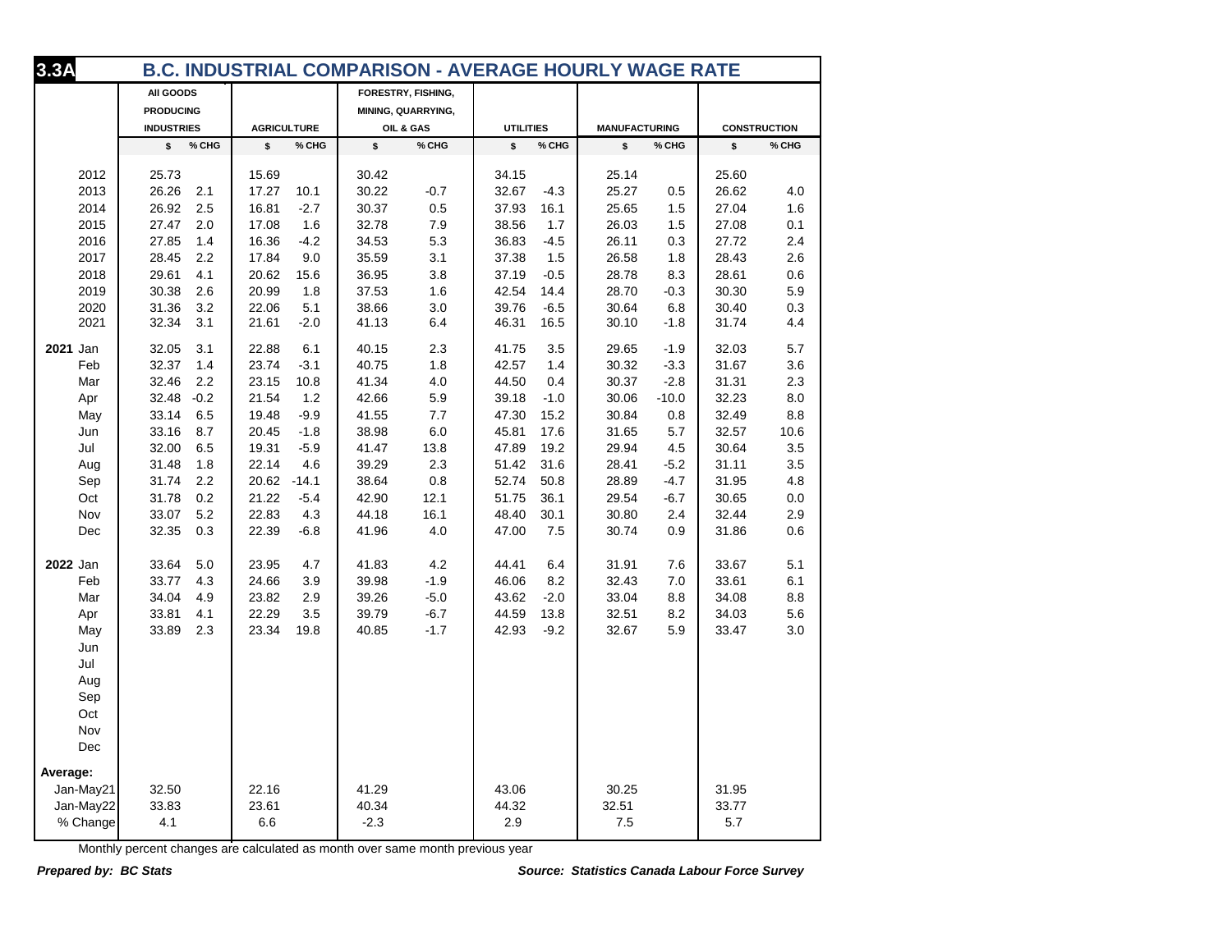# 3.3A B.C. INDUSTRIAL COMPARISON - AVERAGE HOURLY WAGE RATE

| | All Goods Producing Industries | | Agriculture | | Forestry, Fishing, Mining, Quarrying, Oil & Gas | | Utilities | | Manufacturing | | Construction | |
|---|---|---|---|---|---|---|---|---|---|---|---|---|
| | $ | % CHG | $ | % CHG | $ | % CHG | $ | % CHG | $ | % CHG | $ | % CHG |
| 2012 | 25.73 | | 15.69 | | 30.42 | | 34.15 | | 25.14 | | 25.60 | |
| 2013 | 26.26 | 2.1 | 17.27 | 10.1 | 30.22 | -0.7 | 32.67 | -4.3 | 25.27 | 0.5 | 26.62 | 4.0 |
| 2014 | 26.92 | 2.5 | 16.81 | -2.7 | 30.37 | 0.5 | 37.93 | 16.1 | 25.65 | 1.5 | 27.04 | 1.6 |
| 2015 | 27.47 | 2.0 | 17.08 | 1.6 | 32.78 | 7.9 | 38.56 | 1.7 | 26.03 | 1.5 | 27.08 | 0.1 |
| 2016 | 27.85 | 1.4 | 16.36 | -4.2 | 34.53 | 5.3 | 36.83 | -4.5 | 26.11 | 0.3 | 27.72 | 2.4 |
| 2017 | 28.45 | 2.2 | 17.84 | 9.0 | 35.59 | 3.1 | 37.38 | 1.5 | 26.58 | 1.8 | 28.43 | 2.6 |
| 2018 | 29.61 | 4.1 | 20.62 | 15.6 | 36.95 | 3.8 | 37.19 | -0.5 | 28.78 | 8.3 | 28.61 | 0.6 |
| 2019 | 30.38 | 2.6 | 20.99 | 1.8 | 37.53 | 1.6 | 42.54 | 14.4 | 28.70 | -0.3 | 30.30 | 5.9 |
| 2020 | 31.36 | 3.2 | 22.06 | 5.1 | 38.66 | 3.0 | 39.76 | -6.5 | 30.64 | 6.8 | 30.40 | 0.3 |
| 2021 | 32.34 | 3.1 | 21.61 | -2.0 | 41.13 | 6.4 | 46.31 | 16.5 | 30.10 | -1.8 | 31.74 | 4.4 |
| **2021** Jan | 32.05 | 3.1 | 22.88 | 6.1 | 40.15 | 2.3 | 41.75 | 3.5 | 29.65 | -1.9 | 32.03 | 5.7 |
| Feb | 32.37 | 1.4 | 23.74 | -3.1 | 40.75 | 1.8 | 42.57 | 1.4 | 30.32 | -3.3 | 31.67 | 3.6 |
| Mar | 32.46 | 2.2 | 23.15 | 10.8 | 41.34 | 4.0 | 44.50 | 0.4 | 30.37 | -2.8 | 31.31 | 2.3 |
| Apr | 32.48 | -0.2 | 21.54 | 1.2 | 42.66 | 5.9 | 39.18 | -1.0 | 30.06 | -10.0 | 32.23 | 8.0 |
| May | 33.14 | 6.5 | 19.48 | -9.9 | 41.55 | 7.7 | 47.30 | 15.2 | 30.84 | 0.8 | 32.49 | 8.8 |
| Jun | 33.16 | 8.7 | 20.45 | -1.8 | 38.98 | 6.0 | 45.81 | 17.6 | 31.65 | 5.7 | 32.57 | 10.6 |
| Jul | 32.00 | 6.5 | 19.31 | -5.9 | 41.47 | 13.8 | 47.89 | 19.2 | 29.94 | 4.5 | 30.64 | 3.5 |
| Aug | 31.48 | 1.8 | 22.14 | 4.6 | 39.29 | 2.3 | 51.42 | 31.6 | 28.41 | -5.2 | 31.11 | 3.5 |
| Sep | 31.74 | 2.2 | 20.62 | -14.1 | 38.64 | 0.8 | 52.74 | 50.8 | 28.89 | -4.7 | 31.95 | 4.8 |
| Oct | 31.78 | 0.2 | 21.22 | -5.4 | 42.90 | 12.1 | 51.75 | 36.1 | 29.54 | -6.7 | 30.65 | 0.0 |
| Nov | 33.07 | 5.2 | 22.83 | 4.3 | 44.18 | 16.1 | 48.40 | 30.1 | 30.80 | 2.4 | 32.44 | 2.9 |
| Dec | 32.35 | 0.3 | 22.39 | -6.8 | 41.96 | 4.0 | 47.00 | 7.5 | 30.74 | 0.9 | 31.86 | 0.6 |
| **2022** Jan | 33.64 | 5.0 | 23.95 | 4.7 | 41.83 | 4.2 | 44.41 | 6.4 | 31.91 | 7.6 | 33.67 | 5.1 |
| Feb | 33.77 | 4.3 | 24.66 | 3.9 | 39.98 | -1.9 | 46.06 | 8.2 | 32.43 | 7.0 | 33.61 | 6.1 |
| Mar | 34.04 | 4.9 | 23.82 | 2.9 | 39.26 | -5.0 | 43.62 | -2.0 | 33.04 | 8.8 | 34.08 | 8.8 |
| Apr | 33.81 | 4.1 | 22.29 | 3.5 | 39.79 | -6.7 | 44.59 | 13.8 | 32.51 | 8.2 | 34.03 | 5.6 |
| May | 33.89 | 2.3 | 23.34 | 19.8 | 40.85 | -1.7 | 42.93 | -9.2 | 32.67 | 5.9 | 33.47 | 3.0 |
| Jun | | | | | | | | | | | | |
| Jul | | | | | | | | | | | | |
| Aug | | | | | | | | | | | | |
| Sep | | | | | | | | | | | | |
| Oct | | | | | | | | | | | | |
| Nov | | | | | | | | | | | | |
| Dec | | | | | | | | | | | | |
| **Average:** | | | | | | | | | | | | |
| Jan-May21 | 32.50 | | 22.16 | | 41.29 | | 43.06 | | 30.25 | | 31.95 | |
| Jan-May22 | 33.83 | | 23.61 | | 40.34 | | 44.32 | | 32.51 | | 33.77 | |
| % Change | 4.1 | | 6.6 | | -2.3 | | 2.9 | | 7.5 | | 5.7 | |

Monthly percent changes are calculated as month over same month previous year

***Prepared by: BC Stats***

***Source: Statistics Canada Labour Force Survey***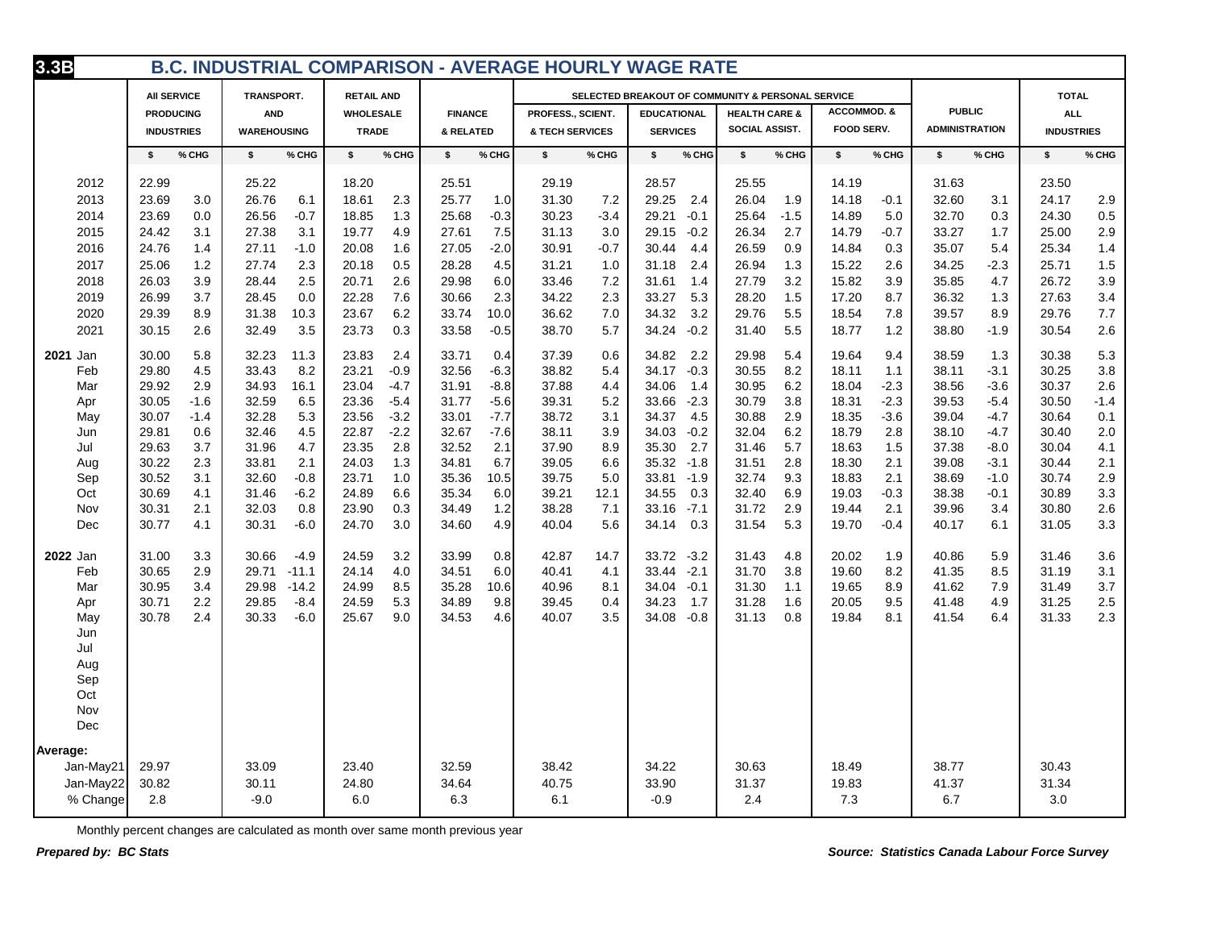# 3.3B B.C. INDUSTRIAL COMPARISON - AVERAGE HOURLY WAGE RATE

| | All Service Producing Industries | | Transport. and Warehousing | | Retail and Wholesale Trade | | Finance & Related | | Selected Breakout of Community & Personal Service: Profess., Scient. & Tech Services | | Educational Services | | Health Care & Social Assist. | | Accommod. & Food Serv. | | Public Administration | | Total All Industries | |
|---|---|---|---|---|---|---|---|---|---|---|---|---|---|---|---|---|---|---|---|---|
| | $ | % CHG | $ | % CHG | $ | % CHG | $ | % CHG | $ | % CHG | $ | % CHG | $ | % CHG | $ | % CHG | $ | % CHG | $ | % CHG |
| 2012 | 22.99 | | 25.22 | | 18.20 | | 25.51 | | 29.19 | | 28.57 | | 25.55 | | 14.19 | | 31.63 | | 23.50 | |
| 2013 | 23.69 | 3.0 | 26.76 | 6.1 | 18.61 | 2.3 | 25.77 | 1.0 | 31.30 | 7.2 | 29.25 | 2.4 | 26.04 | 1.9 | 14.18 | -0.1 | 32.60 | 3.1 | 24.17 | 2.9 |
| 2014 | 23.69 | 0.0 | 26.56 | -0.7 | 18.85 | 1.3 | 25.68 | -0.3 | 30.23 | -3.4 | 29.21 | -0.1 | 25.64 | -1.5 | 14.89 | 5.0 | 32.70 | 0.3 | 24.30 | 0.5 |
| 2015 | 24.42 | 3.1 | 27.38 | 3.1 | 19.77 | 4.9 | 27.61 | 7.5 | 31.13 | 3.0 | 29.15 | -0.2 | 26.34 | 2.7 | 14.79 | -0.7 | 33.27 | 1.7 | 25.00 | 2.9 |
| 2016 | 24.76 | 1.4 | 27.11 | -1.0 | 20.08 | 1.6 | 27.05 | -2.0 | 30.91 | -0.7 | 30.44 | 4.4 | 26.59 | 0.9 | 14.84 | 0.3 | 35.07 | 5.4 | 25.34 | 1.4 |
| 2017 | 25.06 | 1.2 | 27.74 | 2.3 | 20.18 | 0.5 | 28.28 | 4.5 | 31.21 | 1.0 | 31.18 | 2.4 | 26.94 | 1.3 | 15.22 | 2.6 | 34.25 | -2.3 | 25.71 | 1.5 |
| 2018 | 26.03 | 3.9 | 28.44 | 2.5 | 20.71 | 2.6 | 29.98 | 6.0 | 33.46 | 7.2 | 31.61 | 1.4 | 27.79 | 3.2 | 15.82 | 3.9 | 35.85 | 4.7 | 26.72 | 3.9 |
| 2019 | 26.99 | 3.7 | 28.45 | 0.0 | 22.28 | 7.6 | 30.66 | 2.3 | 34.22 | 2.3 | 33.27 | 5.3 | 28.20 | 1.5 | 17.20 | 8.7 | 36.32 | 1.3 | 27.63 | 3.4 |
| 2020 | 29.39 | 8.9 | 31.38 | 10.3 | 23.67 | 6.2 | 33.74 | 10.0 | 36.62 | 7.0 | 34.32 | 3.2 | 29.76 | 5.5 | 18.54 | 7.8 | 39.57 | 8.9 | 29.76 | 7.7 |
| 2021 | 30.15 | 2.6 | 32.49 | 3.5 | 23.73 | 0.3 | 33.58 | -0.5 | 38.70 | 5.7 | 34.24 | -0.2 | 31.40 | 5.5 | 18.77 | 1.2 | 38.80 | -1.9 | 30.54 | 2.6 |
| **2021** Jan | 30.00 | 5.8 | 32.23 | 11.3 | 23.83 | 2.4 | 33.71 | 0.4 | 37.39 | 0.6 | 34.82 | 2.2 | 29.98 | 5.4 | 19.64 | 9.4 | 38.59 | 1.3 | 30.38 | 5.3 |
| Feb | 29.80 | 4.5 | 33.43 | 8.2 | 23.21 | -0.9 | 32.56 | -6.3 | 38.82 | 5.4 | 34.17 | -0.3 | 30.55 | 8.2 | 18.11 | 1.1 | 38.11 | -3.1 | 30.25 | 3.8 |
| Mar | 29.92 | 2.9 | 34.93 | 16.1 | 23.04 | -4.7 | 31.91 | -8.8 | 37.88 | 4.4 | 34.06 | 1.4 | 30.95 | 6.2 | 18.04 | -2.3 | 38.56 | -3.6 | 30.37 | 2.6 |
| Apr | 30.05 | -1.6 | 32.59 | 6.5 | 23.36 | -5.4 | 31.77 | -5.6 | 39.31 | 5.2 | 33.66 | -2.3 | 30.79 | 3.8 | 18.31 | -2.3 | 39.53 | -5.4 | 30.50 | -1.4 |
| May | 30.07 | -1.4 | 32.28 | 5.3 | 23.56 | -3.2 | 33.01 | -7.7 | 38.72 | 3.1 | 34.37 | 4.5 | 30.88 | 2.9 | 18.35 | -3.6 | 39.04 | -4.7 | 30.64 | 0.1 |
| Jun | 29.81 | 0.6 | 32.46 | 4.5 | 22.87 | -2.2 | 32.67 | -7.6 | 38.11 | 3.9 | 34.03 | -0.2 | 32.04 | 6.2 | 18.79 | 2.8 | 38.10 | -4.7 | 30.40 | 2.0 |
| Jul | 29.63 | 3.7 | 31.96 | 4.7 | 23.35 | 2.8 | 32.52 | 2.1 | 37.90 | 8.9 | 35.30 | 2.7 | 31.46 | 5.7 | 18.63 | 1.5 | 37.38 | -8.0 | 30.04 | 4.1 |
| Aug | 30.22 | 2.3 | 33.81 | 2.1 | 24.03 | 1.3 | 34.81 | 6.7 | 39.05 | 6.6 | 35.32 | -1.8 | 31.51 | 2.8 | 18.30 | 2.1 | 39.08 | -3.1 | 30.44 | 2.1 |
| Sep | 30.52 | 3.1 | 32.60 | -0.8 | 23.71 | 1.0 | 35.36 | 10.5 | 39.75 | 5.0 | 33.81 | -1.9 | 32.74 | 9.3 | 18.83 | 2.1 | 38.69 | -1.0 | 30.74 | 2.9 |
| Oct | 30.69 | 4.1 | 31.46 | -6.2 | 24.89 | 6.6 | 35.34 | 6.0 | 39.21 | 12.1 | 34.55 | 0.3 | 32.40 | 6.9 | 19.03 | -0.3 | 38.38 | -0.1 | 30.89 | 3.3 |
| Nov | 30.31 | 2.1 | 32.03 | 0.8 | 23.90 | 0.3 | 34.49 | 1.2 | 38.28 | 7.1 | 33.16 | -7.1 | 31.72 | 2.9 | 19.44 | 2.1 | 39.96 | 3.4 | 30.80 | 2.6 |
| Dec | 30.77 | 4.1 | 30.31 | -6.0 | 24.70 | 3.0 | 34.60 | 4.9 | 40.04 | 5.6 | 34.14 | 0.3 | 31.54 | 5.3 | 19.70 | -0.4 | 40.17 | 6.1 | 31.05 | 3.3 |
| **2022** Jan | 31.00 | 3.3 | 30.66 | -4.9 | 24.59 | 3.2 | 33.99 | 0.8 | 42.87 | 14.7 | 33.72 | -3.2 | 31.43 | 4.8 | 20.02 | 1.9 | 40.86 | 5.9 | 31.46 | 3.6 |
| Feb | 30.65 | 2.9 | 29.71 | -11.1 | 24.14 | 4.0 | 34.51 | 6.0 | 40.41 | 4.1 | 33.44 | -2.1 | 31.70 | 3.8 | 19.60 | 8.2 | 41.35 | 8.5 | 31.19 | 3.1 |
| Mar | 30.95 | 3.4 | 29.98 | -14.2 | 24.99 | 8.5 | 35.28 | 10.6 | 40.96 | 8.1 | 34.04 | -0.1 | 31.30 | 1.1 | 19.65 | 8.9 | 41.62 | 7.9 | 31.49 | 3.7 |
| Apr | 30.71 | 2.2 | 29.85 | -8.4 | 24.59 | 5.3 | 34.89 | 9.8 | 39.45 | 0.4 | 34.23 | 1.7 | 31.28 | 1.6 | 20.05 | 9.5 | 41.48 | 4.9 | 31.25 | 2.5 |
| May | 30.78 | 2.4 | 30.33 | -6.0 | 25.67 | 9.0 | 34.53 | 4.6 | 40.07 | 3.5 | 34.08 | -0.8 | 31.13 | 0.8 | 19.84 | 8.1 | 41.54 | 6.4 | 31.33 | 2.3 |
| Jun | | | | | | | | | | | | | | | | | | | | |
| Jul | | | | | | | | | | | | | | | | | | | | |
| Aug | | | | | | | | | | | | | | | | | | | | |
| Sep | | | | | | | | | | | | | | | | | | | | |
| Oct | | | | | | | | | | | | | | | | | | | | |
| Nov | | | | | | | | | | | | | | | | | | | | |
| Dec | | | | | | | | | | | | | | | | | | | | |
| **Average:** | | | | | | | | | | | | | | | | | | | | |
| Jan-May21 | 29.97 | | 33.09 | | 23.40 | | 32.59 | | 38.42 | | 34.22 | | 30.63 | | 18.49 | | 38.77 | | 30.43 | |
| Jan-May22 | 30.82 | | 30.11 | | 24.80 | | 34.64 | | 40.75 | | 33.90 | | 31.37 | | 19.83 | | 41.37 | | 31.34 | |
| % Change | 2.8 | | -9.0 | | 6.0 | | 6.3 | | 6.1 | | -0.9 | | 2.4 | | 7.3 | | 6.7 | | 3.0 | |

Monthly percent changes are calculated as month over same month previous year

***Prepared by: BC Stats***

***Source: Statistics Canada Labour Force Survey***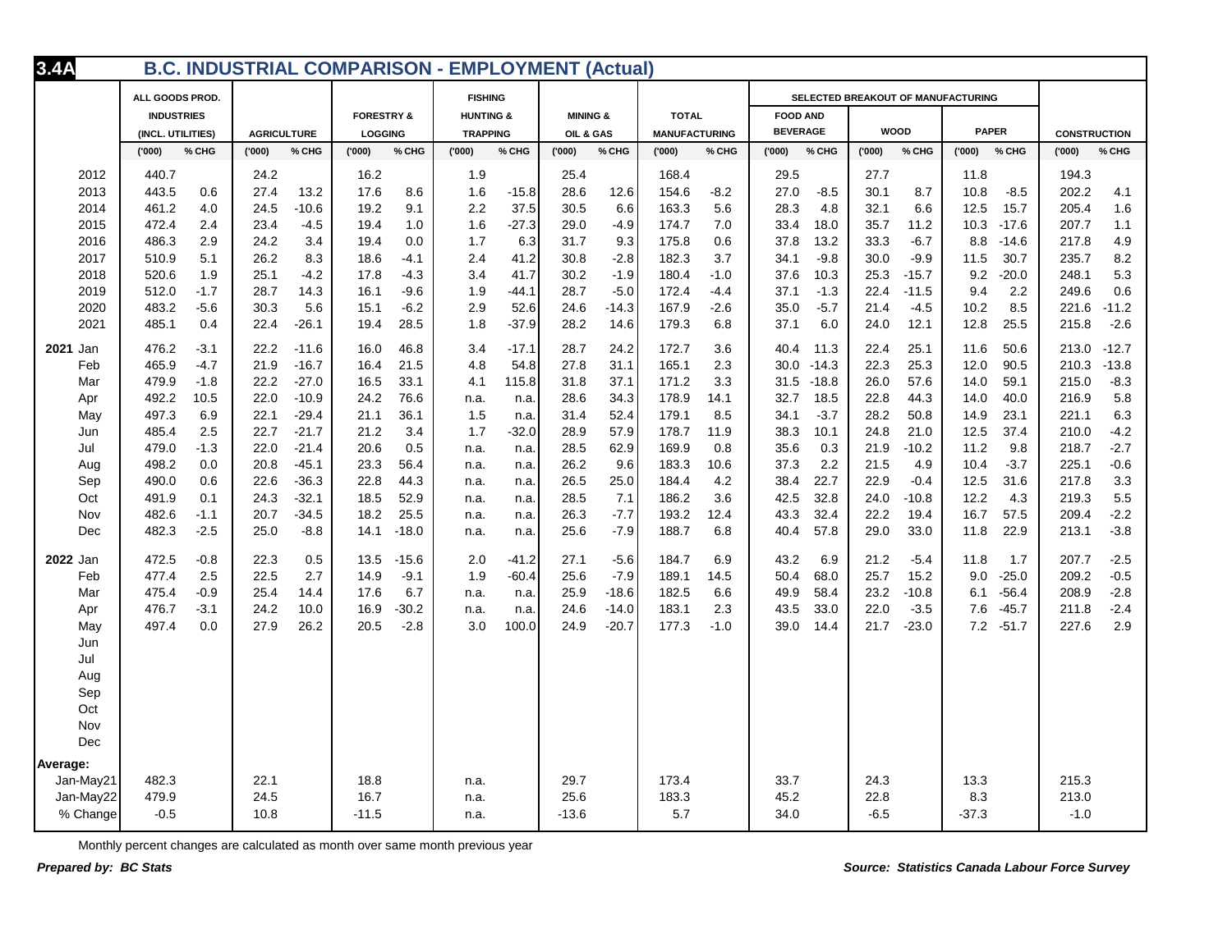## 3.4A B.C. INDUSTRIAL COMPARISON - EMPLOYMENT (Actual)

| | ALL GOODS PROD. INDUSTRIES (INCL. UTILITIES) | | AGRICULTURE | | FORESTRY & LOGGING | | FISHING HUNTING & TRAPPING | | MINING & OIL & GAS | | TOTAL MANUFACTURING | | SELECTED BREAKOUT OF MANUFACTURING: FOOD AND BEVERAGE | | WOOD | | PAPER | | CONSTRUCTION | |
|---|---|---|---|---|---|---|---|---|---|---|---|---|---|---|---|---|---|---|---|---|
| | ('000) | % CHG | ('000) | % CHG | ('000) | % CHG | ('000) | % CHG | ('000) | % CHG | ('000) | % CHG | ('000) | % CHG | ('000) | % CHG | ('000) | % CHG | ('000) | % CHG |
| 2012 | 440.7 | | 24.2 | | 16.2 | | 1.9 | | 25.4 | | 168.4 | | 29.5 | | 27.7 | | 11.8 | | 194.3 | |
| 2013 | 443.5 | 0.6 | 27.4 | 13.2 | 17.6 | 8.6 | 1.6 | -15.8 | 28.6 | 12.6 | 154.6 | -8.2 | 27.0 | -8.5 | 30.1 | 8.7 | 10.8 | -8.5 | 202.2 | 4.1 |
| 2014 | 461.2 | 4.0 | 24.5 | -10.6 | 19.2 | 9.1 | 2.2 | 37.5 | 30.5 | 6.6 | 163.3 | 5.6 | 28.3 | 4.8 | 32.1 | 6.6 | 12.5 | 15.7 | 205.4 | 1.6 |
| 2015 | 472.4 | 2.4 | 23.4 | -4.5 | 19.4 | 1.0 | 1.6 | -27.3 | 29.0 | -4.9 | 174.7 | 7.0 | 33.4 | 18.0 | 35.7 | 11.2 | 10.3 | -17.6 | 207.7 | 1.1 |
| 2016 | 486.3 | 2.9 | 24.2 | 3.4 | 19.4 | 0.0 | 1.7 | 6.3 | 31.7 | 9.3 | 175.8 | 0.6 | 37.8 | 13.2 | 33.3 | -6.7 | 8.8 | -14.6 | 217.8 | 4.9 |
| 2017 | 510.9 | 5.1 | 26.2 | 8.3 | 18.6 | -4.1 | 2.4 | 41.2 | 30.8 | -2.8 | 182.3 | 3.7 | 34.1 | -9.8 | 30.0 | -9.9 | 11.5 | 30.7 | 235.7 | 8.2 |
| 2018 | 520.6 | 1.9 | 25.1 | -4.2 | 17.8 | -4.3 | 3.4 | 41.7 | 30.2 | -1.9 | 180.4 | -1.0 | 37.6 | 10.3 | 25.3 | -15.7 | 9.2 | -20.0 | 248.1 | 5.3 |
| 2019 | 512.0 | -1.7 | 28.7 | 14.3 | 16.1 | -9.6 | 1.9 | -44.1 | 28.7 | -5.0 | 172.4 | -4.4 | 37.1 | -1.3 | 22.4 | -11.5 | 9.4 | 2.2 | 249.6 | 0.6 |
| 2020 | 483.2 | -5.6 | 30.3 | 5.6 | 15.1 | -6.2 | 2.9 | 52.6 | 24.6 | -14.3 | 167.9 | -2.6 | 35.0 | -5.7 | 21.4 | -4.5 | 10.2 | 8.5 | 221.6 | -11.2 |
| 2021 | 485.1 | 0.4 | 22.4 | -26.1 | 19.4 | 28.5 | 1.8 | -37.9 | 28.2 | 14.6 | 179.3 | 6.8 | 37.1 | 6.0 | 24.0 | 12.1 | 12.8 | 25.5 | 215.8 | -2.6 |
| **2021** Jan | 476.2 | -3.1 | 22.2 | -11.6 | 16.0 | 46.8 | 3.4 | -17.1 | 28.7 | 24.2 | 172.7 | 3.6 | 40.4 | 11.3 | 22.4 | 25.1 | 11.6 | 50.6 | 213.0 | -12.7 |
| Feb | 465.9 | -4.7 | 21.9 | -16.7 | 16.4 | 21.5 | 4.8 | 54.8 | 27.8 | 31.1 | 165.1 | 2.3 | 30.0 | -14.3 | 22.3 | 25.3 | 12.0 | 90.5 | 210.3 | -13.8 |
| Mar | 479.9 | -1.8 | 22.2 | -27.0 | 16.5 | 33.1 | 4.1 | 115.8 | 31.8 | 37.1 | 171.2 | 3.3 | 31.5 | -18.8 | 26.0 | 57.6 | 14.0 | 59.1 | 215.0 | -8.3 |
| Apr | 492.2 | 10.5 | 22.0 | -10.9 | 24.2 | 76.6 | n.a. | n.a. | 28.6 | 34.3 | 178.9 | 14.1 | 32.7 | 18.5 | 22.8 | 44.3 | 14.0 | 40.0 | 216.9 | 5.8 |
| May | 497.3 | 6.9 | 22.1 | -29.4 | 21.1 | 36.1 | 1.5 | n.a. | 31.4 | 52.4 | 179.1 | 8.5 | 34.1 | -3.7 | 28.2 | 50.8 | 14.9 | 23.1 | 221.1 | 6.3 |
| Jun | 485.4 | 2.5 | 22.7 | -21.7 | 21.2 | 3.4 | 1.7 | -32.0 | 28.9 | 57.9 | 178.7 | 11.9 | 38.3 | 10.1 | 24.8 | 21.0 | 12.5 | 37.4 | 210.0 | -4.2 |
| Jul | 479.0 | -1.3 | 22.0 | -21.4 | 20.6 | 0.5 | n.a. | n.a. | 28.5 | 62.9 | 169.9 | 0.8 | 35.6 | 0.3 | 21.9 | -10.2 | 11.2 | 9.8 | 218.7 | -2.7 |
| Aug | 498.2 | 0.0 | 20.8 | -45.1 | 23.3 | 56.4 | n.a. | n.a. | 26.2 | 9.6 | 183.3 | 10.6 | 37.3 | 2.2 | 21.5 | 4.9 | 10.4 | -3.7 | 225.1 | -0.6 |
| Sep | 490.0 | 0.6 | 22.6 | -36.3 | 22.8 | 44.3 | n.a. | n.a. | 26.5 | 25.0 | 184.4 | 4.2 | 38.4 | 22.7 | 22.9 | -0.4 | 12.5 | 31.6 | 217.8 | 3.3 |
| Oct | 491.9 | 0.1 | 24.3 | -32.1 | 18.5 | 52.9 | n.a. | n.a. | 28.5 | 7.1 | 186.2 | 3.6 | 42.5 | 32.8 | 24.0 | -10.8 | 12.2 | 4.3 | 219.3 | 5.5 |
| Nov | 482.6 | -1.1 | 20.7 | -34.5 | 18.2 | 25.5 | n.a. | n.a. | 26.3 | -7.7 | 193.2 | 12.4 | 43.3 | 32.4 | 22.2 | 19.4 | 16.7 | 57.5 | 209.4 | -2.2 |
| Dec | 482.3 | -2.5 | 25.0 | -8.8 | 14.1 | -18.0 | n.a. | n.a. | 25.6 | -7.9 | 188.7 | 6.8 | 40.4 | 57.8 | 29.0 | 33.0 | 11.8 | 22.9 | 213.1 | -3.8 |
| **2022** Jan | 472.5 | -0.8 | 22.3 | 0.5 | 13.5 | -15.6 | 2.0 | -41.2 | 27.1 | -5.6 | 184.7 | 6.9 | 43.2 | 6.9 | 21.2 | -5.4 | 11.8 | 1.7 | 207.7 | -2.5 |
| Feb | 477.4 | 2.5 | 22.5 | 2.7 | 14.9 | -9.1 | 1.9 | -60.4 | 25.6 | -7.9 | 189.1 | 14.5 | 50.4 | 68.0 | 25.7 | 15.2 | 9.0 | -25.0 | 209.2 | -0.5 |
| Mar | 475.4 | -0.9 | 25.4 | 14.4 | 17.6 | 6.7 | n.a. | n.a. | 25.9 | -18.6 | 182.5 | 6.6 | 49.9 | 58.4 | 23.2 | -10.8 | 6.1 | -56.4 | 208.9 | -2.8 |
| Apr | 476.7 | -3.1 | 24.2 | 10.0 | 16.9 | -30.2 | n.a. | n.a. | 24.6 | -14.0 | 183.1 | 2.3 | 43.5 | 33.0 | 22.0 | -3.5 | 7.6 | -45.7 | 211.8 | -2.4 |
| May | 497.4 | 0.0 | 27.9 | 26.2 | 20.5 | -2.8 | 3.0 | 100.0 | 24.9 | -20.7 | 177.3 | -1.0 | 39.0 | 14.4 | 21.7 | -23.0 | 7.2 | -51.7 | 227.6 | 2.9 |
| Jun | | | | | | | | | | | | | | | | | | | | |
| Jul | | | | | | | | | | | | | | | | | | | | |
| Aug | | | | | | | | | | | | | | | | | | | | |
| Sep | | | | | | | | | | | | | | | | | | | | |
| Oct | | | | | | | | | | | | | | | | | | | | |
| Nov | | | | | | | | | | | | | | | | | | | | |
| Dec | | | | | | | | | | | | | | | | | | | | |
| **Average:** | | | | | | | | | | | | | | | | | | | | |
| Jan-May21 | 482.3 | | 22.1 | | 18.8 | | n.a. | | 29.7 | | 173.4 | | 33.7 | | 24.3 | | 13.3 | | 215.3 | |
| Jan-May22 | 479.9 | | 24.5 | | 16.7 | | n.a. | | 25.6 | | 183.3 | | 45.2 | | 22.8 | | 8.3 | | 213.0 | |
| % Change | -0.5 | | 10.8 | | -11.5 | | n.a. | | -13.6 | | 5.7 | | 34.0 | | -6.5 | | -37.3 | | -1.0 | |

Monthly percent changes are calculated as month over same month previous year

***Prepared by: BC Stats***

***Source: Statistics Canada Labour Force Survey***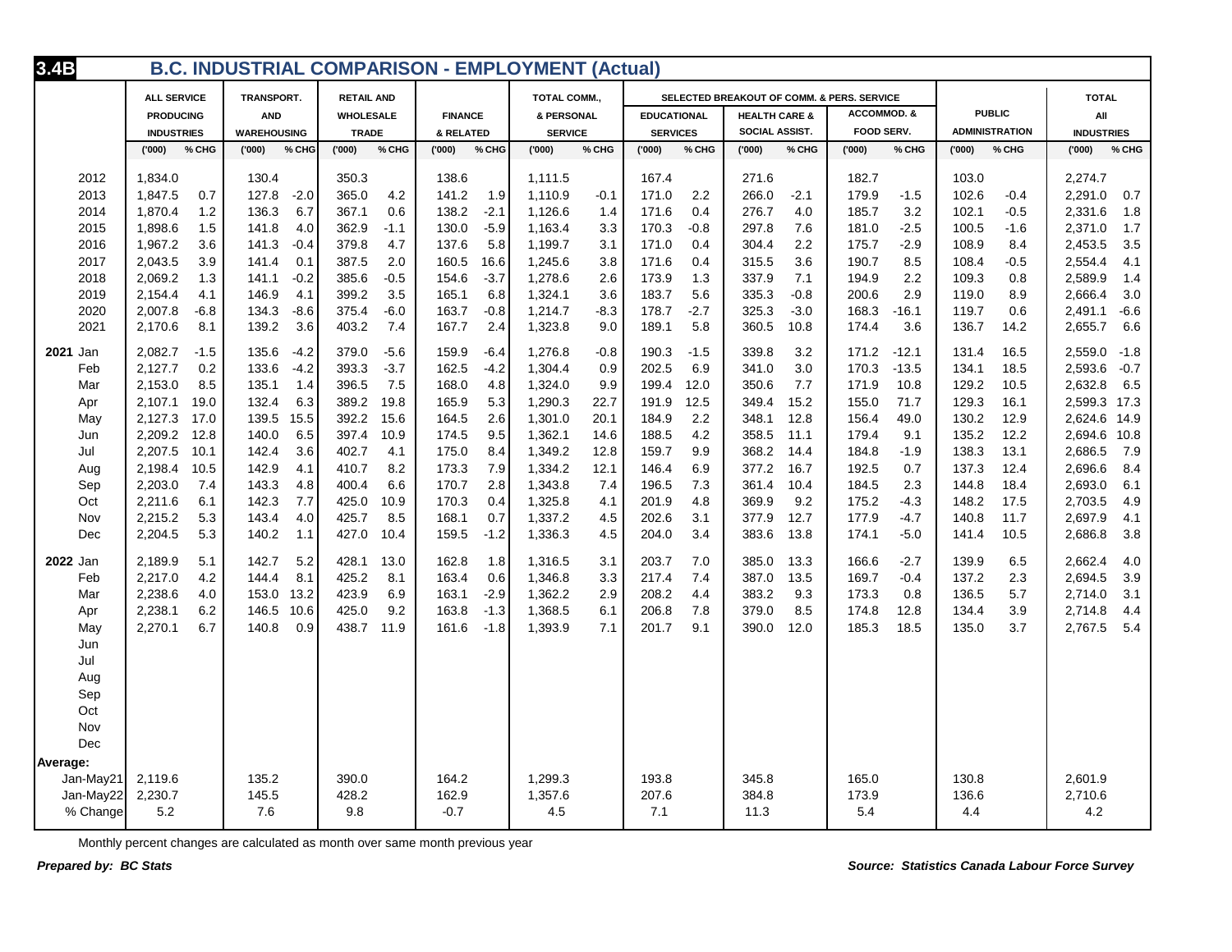# 3.4B B.C. INDUSTRIAL COMPARISON - EMPLOYMENT (Actual)

| | ALL SERVICE PRODUCING INDUSTRIES | | TRANSPORT. AND WAREHOUSING | | RETAIL AND WHOLESALE TRADE | | FINANCE & RELATED | | TOTAL COMM., & PERSONAL SERVICE | | SELECTED BREAKOUT OF COMM. & PERS. SERVICE: EDUCATIONAL SERVICES | | HEALTH CARE & SOCIAL ASSIST. | | ACCOMMOD. & FOOD SERV. | | PUBLIC ADMINISTRATION | | TOTAL All INDUSTRIES | |
|---|---|---|---|---|---|---|---|---|---|---|---|---|---|---|---|---|---|---|---|---|
| | ('000) | % CHG | ('000) | % CHG | ('000) | % CHG | ('000) | % CHG | ('000) | % CHG | ('000) | % CHG | ('000) | % CHG | ('000) | % CHG | ('000) | % CHG | ('000) | % CHG |
| 2012 | 1,834.0 | | 130.4 | | 350.3 | | 138.6 | | 1,111.5 | | 167.4 | | 271.6 | | 182.7 | | 103.0 | | 2,274.7 | |
| 2013 | 1,847.5 | 0.7 | 127.8 | -2.0 | 365.0 | 4.2 | 141.2 | 1.9 | 1,110.9 | -0.1 | 171.0 | 2.2 | 266.0 | -2.1 | 179.9 | -1.5 | 102.6 | -0.4 | 2,291.0 | 0.7 |
| 2014 | 1,870.4 | 1.2 | 136.3 | 6.7 | 367.1 | 0.6 | 138.2 | -2.1 | 1,126.6 | 1.4 | 171.6 | 0.4 | 276.7 | 4.0 | 185.7 | 3.2 | 102.1 | -0.5 | 2,331.6 | 1.8 |
| 2015 | 1,898.6 | 1.5 | 141.8 | 4.0 | 362.9 | -1.1 | 130.0 | -5.9 | 1,163.4 | 3.3 | 170.3 | -0.8 | 297.8 | 7.6 | 181.0 | -2.5 | 100.5 | -1.6 | 2,371.0 | 1.7 |
| 2016 | 1,967.2 | 3.6 | 141.3 | -0.4 | 379.8 | 4.7 | 137.6 | 5.8 | 1,199.7 | 3.1 | 171.0 | 0.4 | 304.4 | 2.2 | 175.7 | -2.9 | 108.9 | 8.4 | 2,453.5 | 3.5 |
| 2017 | 2,043.5 | 3.9 | 141.4 | 0.1 | 387.5 | 2.0 | 160.5 | 16.6 | 1,245.6 | 3.8 | 171.6 | 0.4 | 315.5 | 3.6 | 190.7 | 8.5 | 108.4 | -0.5 | 2,554.4 | 4.1 |
| 2018 | 2,069.2 | 1.3 | 141.1 | -0.2 | 385.6 | -0.5 | 154.6 | -3.7 | 1,278.6 | 2.6 | 173.9 | 1.3 | 337.9 | 7.1 | 194.9 | 2.2 | 109.3 | 0.8 | 2,589.9 | 1.4 |
| 2019 | 2,154.4 | 4.1 | 146.9 | 4.1 | 399.2 | 3.5 | 165.1 | 6.8 | 1,324.1 | 3.6 | 183.7 | 5.6 | 335.3 | -0.8 | 200.6 | 2.9 | 119.0 | 8.9 | 2,666.4 | 3.0 |
| 2020 | 2,007.8 | -6.8 | 134.3 | -8.6 | 375.4 | -6.0 | 163.7 | -0.8 | 1,214.7 | -8.3 | 178.7 | -2.7 | 325.3 | -3.0 | 168.3 | -16.1 | 119.7 | 0.6 | 2,491.1 | -6.6 |
| 2021 | 2,170.6 | 8.1 | 139.2 | 3.6 | 403.2 | 7.4 | 167.7 | 2.4 | 1,323.8 | 9.0 | 189.1 | 5.8 | 360.5 | 10.8 | 174.4 | 3.6 | 136.7 | 14.2 | 2,655.7 | 6.6 |
| **2021** Jan | 2,082.7 | -1.5 | 135.6 | -4.2 | 379.0 | -5.6 | 159.9 | -6.4 | 1,276.8 | -0.8 | 190.3 | -1.5 | 339.8 | 3.2 | 171.2 | -12.1 | 131.4 | 16.5 | 2,559.0 | -1.8 |
| Feb | 2,127.7 | 0.2 | 133.6 | -4.2 | 393.3 | -3.7 | 162.5 | -4.2 | 1,304.4 | 0.9 | 202.5 | 6.9 | 341.0 | 3.0 | 170.3 | -13.5 | 134.1 | 18.5 | 2,593.6 | -0.7 |
| Mar | 2,153.0 | 8.5 | 135.1 | 1.4 | 396.5 | 7.5 | 168.0 | 4.8 | 1,324.0 | 9.9 | 199.4 | 12.0 | 350.6 | 7.7 | 171.9 | 10.8 | 129.2 | 10.5 | 2,632.8 | 6.5 |
| Apr | 2,107.1 | 19.0 | 132.4 | 6.3 | 389.2 | 19.8 | 165.9 | 5.3 | 1,290.3 | 22.7 | 191.9 | 12.5 | 349.4 | 15.2 | 155.0 | 71.7 | 129.3 | 16.1 | 2,599.3 | 17.3 |
| May | 2,127.3 | 17.0 | 139.5 | 15.5 | 392.2 | 15.6 | 164.5 | 2.6 | 1,301.0 | 20.1 | 184.9 | 2.2 | 348.1 | 12.8 | 156.4 | 49.0 | 130.2 | 12.9 | 2,624.6 | 14.9 |
| Jun | 2,209.2 | 12.8 | 140.0 | 6.5 | 397.4 | 10.9 | 174.5 | 9.5 | 1,362.1 | 14.6 | 188.5 | 4.2 | 358.5 | 11.1 | 179.4 | 9.1 | 135.2 | 12.2 | 2,694.6 | 10.8 |
| Jul | 2,207.5 | 10.1 | 142.4 | 3.6 | 402.7 | 4.1 | 175.0 | 8.4 | 1,349.2 | 12.8 | 159.7 | 9.9 | 368.2 | 14.4 | 184.8 | -1.9 | 138.3 | 13.1 | 2,686.5 | 7.9 |
| Aug | 2,198.4 | 10.5 | 142.9 | 4.1 | 410.7 | 8.2 | 173.3 | 7.9 | 1,334.2 | 12.1 | 146.4 | 6.9 | 377.2 | 16.7 | 192.5 | 0.7 | 137.3 | 12.4 | 2,696.6 | 8.4 |
| Sep | 2,203.0 | 7.4 | 143.3 | 4.8 | 400.4 | 6.6 | 170.7 | 2.8 | 1,343.8 | 7.4 | 196.5 | 7.3 | 361.4 | 10.4 | 184.5 | 2.3 | 144.8 | 18.4 | 2,693.0 | 6.1 |
| Oct | 2,211.6 | 6.1 | 142.3 | 7.7 | 425.0 | 10.9 | 170.3 | 0.4 | 1,325.8 | 4.1 | 201.9 | 4.8 | 369.9 | 9.2 | 175.2 | -4.3 | 148.2 | 17.5 | 2,703.5 | 4.9 |
| Nov | 2,215.2 | 5.3 | 143.4 | 4.0 | 425.7 | 8.5 | 168.1 | 0.7 | 1,337.2 | 4.5 | 202.6 | 3.1 | 377.9 | 12.7 | 177.9 | -4.7 | 140.8 | 11.7 | 2,697.9 | 4.1 |
| Dec | 2,204.5 | 5.3 | 140.2 | 1.1 | 427.0 | 10.4 | 159.5 | -1.2 | 1,336.3 | 4.5 | 204.0 | 3.4 | 383.6 | 13.8 | 174.1 | -5.0 | 141.4 | 10.5 | 2,686.8 | 3.8 |
| **2022** Jan | 2,189.9 | 5.1 | 142.7 | 5.2 | 428.1 | 13.0 | 162.8 | 1.8 | 1,316.5 | 3.1 | 203.7 | 7.0 | 385.0 | 13.3 | 166.6 | -2.7 | 139.9 | 6.5 | 2,662.4 | 4.0 |
| Feb | 2,217.0 | 4.2 | 144.4 | 8.1 | 425.2 | 8.1 | 163.4 | 0.6 | 1,346.8 | 3.3 | 217.4 | 7.4 | 387.0 | 13.5 | 169.7 | -0.4 | 137.2 | 2.3 | 2,694.5 | 3.9 |
| Mar | 2,238.6 | 4.0 | 153.0 | 13.2 | 423.9 | 6.9 | 163.1 | -2.9 | 1,362.2 | 2.9 | 208.2 | 4.4 | 383.2 | 9.3 | 173.3 | 0.8 | 136.5 | 5.7 | 2,714.0 | 3.1 |
| Apr | 2,238.1 | 6.2 | 146.5 | 10.6 | 425.0 | 9.2 | 163.8 | -1.3 | 1,368.5 | 6.1 | 206.8 | 7.8 | 379.0 | 8.5 | 174.8 | 12.8 | 134.4 | 3.9 | 2,714.8 | 4.4 |
| May | 2,270.1 | 6.7 | 140.8 | 0.9 | 438.7 | 11.9 | 161.6 | -1.8 | 1,393.9 | 7.1 | 201.7 | 9.1 | 390.0 | 12.0 | 185.3 | 18.5 | 135.0 | 3.7 | 2,767.5 | 5.4 |
| Jun | | | | | | | | | | | | | | | | | | | | |
| Jul | | | | | | | | | | | | | | | | | | | | |
| Aug | | | | | | | | | | | | | | | | | | | | |
| Sep | | | | | | | | | | | | | | | | | | | | |
| Oct | | | | | | | | | | | | | | | | | | | | |
| Nov | | | | | | | | | | | | | | | | | | | | |
| Dec | | | | | | | | | | | | | | | | | | | | |
| **Average:** | | | | | | | | | | | | | | | | | | | | |
| Jan-May21 | 2,119.6 | | 135.2 | | 390.0 | | 164.2 | | 1,299.3 | | 193.8 | | 345.8 | | 165.0 | | 130.8 | | 2,601.9 | |
| Jan-May22 | 2,230.7 | | 145.5 | | 428.2 | | 162.9 | | 1,357.6 | | 207.6 | | 384.8 | | 173.9 | | 136.6 | | 2,710.6 | |
| % Change | 5.2 | | 7.6 | | 9.8 | | -0.7 | | 4.5 | | 7.1 | | 11.3 | | 5.4 | | 4.4 | | 4.2 | |

Monthly percent changes are calculated as month over same month previous year

***Prepared by: BC Stats***

***Source: Statistics Canada Labour Force Survey***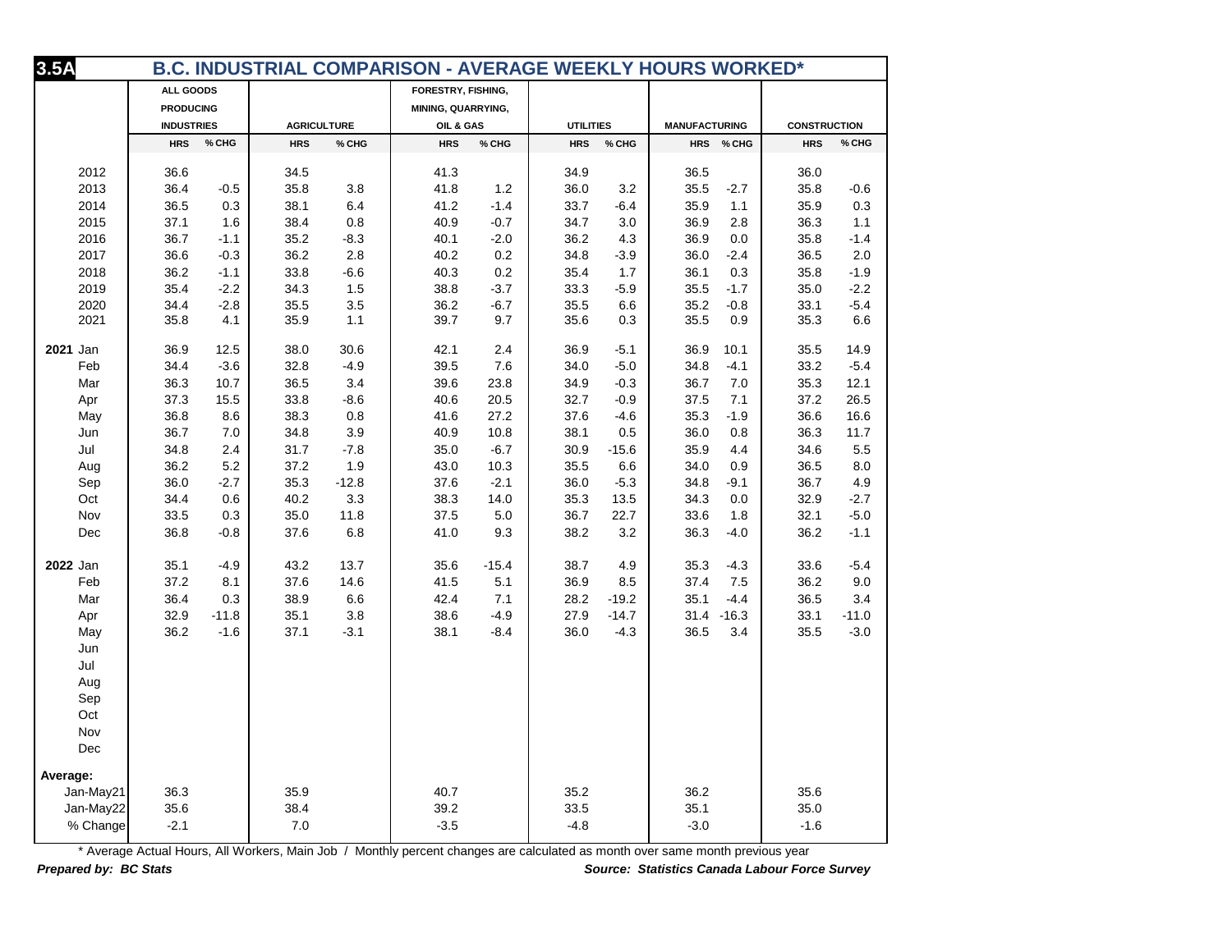# 3.5A B.C. INDUSTRIAL COMPARISON - AVERAGE WEEKLY HOURS WORKED*

| | ALL GOODS PRODUCING INDUSTRIES | | AGRICULTURE | | FORESTRY, FISHING, MINING, QUARRYING, OIL & GAS | | UTILITIES | | MANUFACTURING | | CONSTRUCTION | |
|---|---|---|---|---|---|---|---|---|---|---|---|---|
| | HRS | % CHG | HRS | % CHG | HRS | % CHG | HRS | % CHG | HRS | % CHG | HRS | % CHG |
| 2012 | 36.6 | | 34.5 | | 41.3 | | 34.9 | | 36.5 | | 36.0 | |
| 2013 | 36.4 | -0.5 | 35.8 | 3.8 | 41.8 | 1.2 | 36.0 | 3.2 | 35.5 | -2.7 | 35.8 | -0.6 |
| 2014 | 36.5 | 0.3 | 38.1 | 6.4 | 41.2 | -1.4 | 33.7 | -6.4 | 35.9 | 1.1 | 35.9 | 0.3 |
| 2015 | 37.1 | 1.6 | 38.4 | 0.8 | 40.9 | -0.7 | 34.7 | 3.0 | 36.9 | 2.8 | 36.3 | 1.1 |
| 2016 | 36.7 | -1.1 | 35.2 | -8.3 | 40.1 | -2.0 | 36.2 | 4.3 | 36.9 | 0.0 | 35.8 | -1.4 |
| 2017 | 36.6 | -0.3 | 36.2 | 2.8 | 40.2 | 0.2 | 34.8 | -3.9 | 36.0 | -2.4 | 36.5 | 2.0 |
| 2018 | 36.2 | -1.1 | 33.8 | -6.6 | 40.3 | 0.2 | 35.4 | 1.7 | 36.1 | 0.3 | 35.8 | -1.9 |
| 2019 | 35.4 | -2.2 | 34.3 | 1.5 | 38.8 | -3.7 | 33.3 | -5.9 | 35.5 | -1.7 | 35.0 | -2.2 |
| 2020 | 34.4 | -2.8 | 35.5 | 3.5 | 36.2 | -6.7 | 35.5 | 6.6 | 35.2 | -0.8 | 33.1 | -5.4 |
| 2021 | 35.8 | 4.1 | 35.9 | 1.1 | 39.7 | 9.7 | 35.6 | 0.3 | 35.5 | 0.9 | 35.3 | 6.6 |
| **2021** Jan | 36.9 | 12.5 | 38.0 | 30.6 | 42.1 | 2.4 | 36.9 | -5.1 | 36.9 | 10.1 | 35.5 | 14.9 |
| Feb | 34.4 | -3.6 | 32.8 | -4.9 | 39.5 | 7.6 | 34.0 | -5.0 | 34.8 | -4.1 | 33.2 | -5.4 |
| Mar | 36.3 | 10.7 | 36.5 | 3.4 | 39.6 | 23.8 | 34.9 | -0.3 | 36.7 | 7.0 | 35.3 | 12.1 |
| Apr | 37.3 | 15.5 | 33.8 | -8.6 | 40.6 | 20.5 | 32.7 | -0.9 | 37.5 | 7.1 | 37.2 | 26.5 |
| May | 36.8 | 8.6 | 38.3 | 0.8 | 41.6 | 27.2 | 37.6 | -4.6 | 35.3 | -1.9 | 36.6 | 16.6 |
| Jun | 36.7 | 7.0 | 34.8 | 3.9 | 40.9 | 10.8 | 38.1 | 0.5 | 36.0 | 0.8 | 36.3 | 11.7 |
| Jul | 34.8 | 2.4 | 31.7 | -7.8 | 35.0 | -6.7 | 30.9 | -15.6 | 35.9 | 4.4 | 34.6 | 5.5 |
| Aug | 36.2 | 5.2 | 37.2 | 1.9 | 43.0 | 10.3 | 35.5 | 6.6 | 34.0 | 0.9 | 36.5 | 8.0 |
| Sep | 36.0 | -2.7 | 35.3 | -12.8 | 37.6 | -2.1 | 36.0 | -5.3 | 34.8 | -9.1 | 36.7 | 4.9 |
| Oct | 34.4 | 0.6 | 40.2 | 3.3 | 38.3 | 14.0 | 35.3 | 13.5 | 34.3 | 0.0 | 32.9 | -2.7 |
| Nov | 33.5 | 0.3 | 35.0 | 11.8 | 37.5 | 5.0 | 36.7 | 22.7 | 33.6 | 1.8 | 32.1 | -5.0 |
| Dec | 36.8 | -0.8 | 37.6 | 6.8 | 41.0 | 9.3 | 38.2 | 3.2 | 36.3 | -4.0 | 36.2 | -1.1 |
| **2022** Jan | 35.1 | -4.9 | 43.2 | 13.7 | 35.6 | -15.4 | 38.7 | 4.9 | 35.3 | -4.3 | 33.6 | -5.4 |
| Feb | 37.2 | 8.1 | 37.6 | 14.6 | 41.5 | 5.1 | 36.9 | 8.5 | 37.4 | 7.5 | 36.2 | 9.0 |
| Mar | 36.4 | 0.3 | 38.9 | 6.6 | 42.4 | 7.1 | 28.2 | -19.2 | 35.1 | -4.4 | 36.5 | 3.4 |
| Apr | 32.9 | -11.8 | 35.1 | 3.8 | 38.6 | -4.9 | 27.9 | -14.7 | 31.4 | -16.3 | 33.1 | -11.0 |
| May | 36.2 | -1.6 | 37.1 | -3.1 | 38.1 | -8.4 | 36.0 | -4.3 | 36.5 | 3.4 | 35.5 | -3.0 |
| Jun | | | | | | | | | | | | |
| Jul | | | | | | | | | | | | |
| Aug | | | | | | | | | | | | |
| Sep | | | | | | | | | | | | |
| Oct | | | | | | | | | | | | |
| Nov | | | | | | | | | | | | |
| Dec | | | | | | | | | | | | |
| **Average:** | | | | | | | | | | | | |
| Jan-May21 | 36.3 | | 35.9 | | 40.7 | | 35.2 | | 36.2 | | 35.6 | |
| Jan-May22 | 35.6 | | 38.4 | | 39.2 | | 33.5 | | 35.1 | | 35.0 | |
| % Change | -2.1 | | 7.0 | | -3.5 | | -4.8 | | -3.0 | | -1.6 | |

* Average Actual Hours, All Workers, Main Job / Monthly percent changes are calculated as month over same month previous year

***Prepared by: BC Stats*** ***Source: Statistics Canada Labour Force Survey***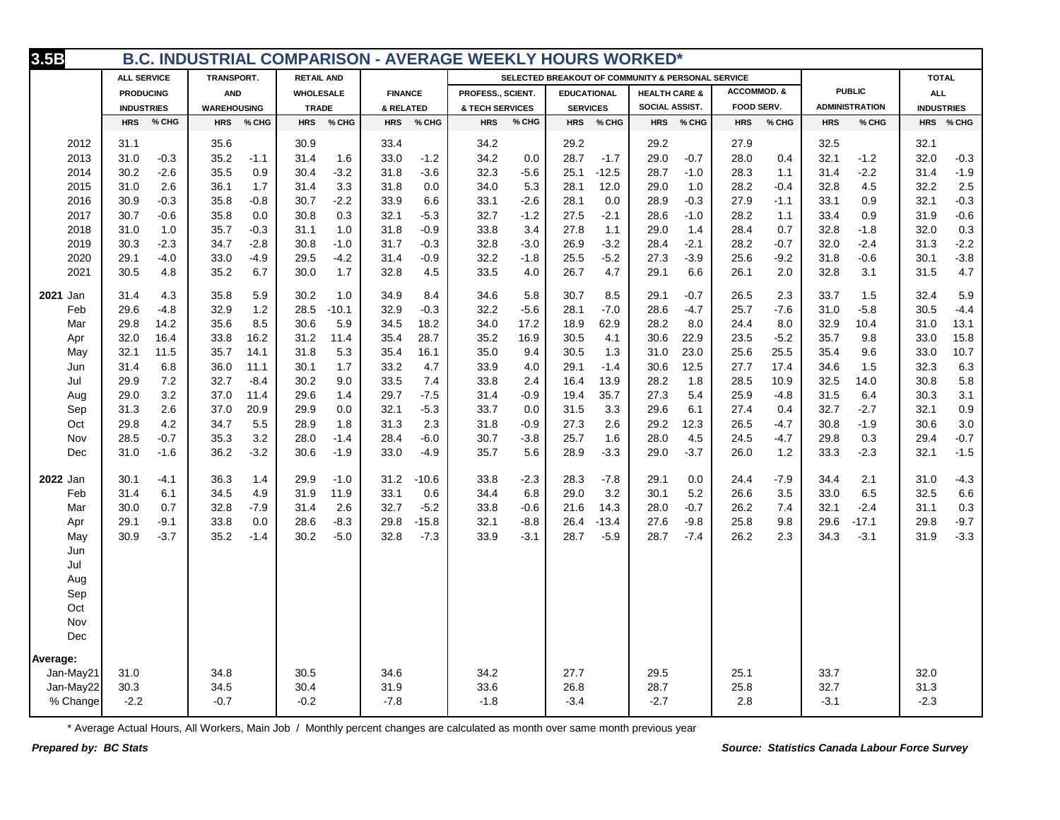# 3.5B B.C. INDUSTRIAL COMPARISON - AVERAGE WEEKLY HOURS WORKED*

| | ALL SERVICE PRODUCING INDUSTRIES | | TRANSPORT. AND WAREHOUSING | | RETAIL AND WHOLESALE TRADE | | SELECTED BREAKOUT OF COMMUNITY & PERSONAL SERVICE: FINANCE & RELATED | | PROFESS., SCIENT. & TECH SERVICES | | EDUCATIONAL SERVICES | | HEALTH CARE & SOCIAL ASSIST. | | ACCOMMOD. & FOOD SERV. | | PUBLIC ADMINISTRATION | | TOTAL ALL INDUSTRIES | |
|---|---|---|---|---|---|---|---|---|---|---|---|---|---|---|---|---|---|---|---|---|
| | HRS | % CHG | HRS | % CHG | HRS | % CHG | HRS | % CHG | HRS | % CHG | HRS | % CHG | HRS | % CHG | HRS | % CHG | HRS | % CHG | HRS | % CHG |
| 2012 | 31.1 | | 35.6 | | 30.9 | | 33.4 | | 34.2 | | 29.2 | | 29.2 | | 27.9 | | 32.5 | | 32.1 | |
| 2013 | 31.0 | -0.3 | 35.2 | -1.1 | 31.4 | 1.6 | 33.0 | -1.2 | 34.2 | 0.0 | 28.7 | -1.7 | 29.0 | -0.7 | 28.0 | 0.4 | 32.1 | -1.2 | 32.0 | -0.3 |
| 2014 | 30.2 | -2.6 | 35.5 | 0.9 | 30.4 | -3.2 | 31.8 | -3.6 | 32.3 | -5.6 | 25.1 | -12.5 | 28.7 | -1.0 | 28.3 | 1.1 | 31.4 | -2.2 | 31.4 | -1.9 |
| 2015 | 31.0 | 2.6 | 36.1 | 1.7 | 31.4 | 3.3 | 31.8 | 0.0 | 34.0 | 5.3 | 28.1 | 12.0 | 29.0 | 1.0 | 28.2 | -0.4 | 32.8 | 4.5 | 32.2 | 2.5 |
| 2016 | 30.9 | -0.3 | 35.8 | -0.8 | 30.7 | -2.2 | 33.9 | 6.6 | 33.1 | -2.6 | 28.1 | 0.0 | 28.9 | -0.3 | 27.9 | -1.1 | 33.1 | 0.9 | 32.1 | -0.3 |
| 2017 | 30.7 | -0.6 | 35.8 | 0.0 | 30.8 | 0.3 | 32.1 | -5.3 | 32.7 | -1.2 | 27.5 | -2.1 | 28.6 | -1.0 | 28.2 | 1.1 | 33.4 | 0.9 | 31.9 | -0.6 |
| 2018 | 31.0 | 1.0 | 35.7 | -0.3 | 31.1 | 1.0 | 31.8 | -0.9 | 33.8 | 3.4 | 27.8 | 1.1 | 29.0 | 1.4 | 28.4 | 0.7 | 32.8 | -1.8 | 32.0 | 0.3 |
| 2019 | 30.3 | -2.3 | 34.7 | -2.8 | 30.8 | -1.0 | 31.7 | -0.3 | 32.8 | -3.0 | 26.9 | -3.2 | 28.4 | -2.1 | 28.2 | -0.7 | 32.0 | -2.4 | 31.3 | -2.2 |
| 2020 | 29.1 | -4.0 | 33.0 | -4.9 | 29.5 | -4.2 | 31.4 | -0.9 | 32.2 | -1.8 | 25.5 | -5.2 | 27.3 | -3.9 | 25.6 | -9.2 | 31.8 | -0.6 | 30.1 | -3.8 |
| 2021 | 30.5 | 4.8 | 35.2 | 6.7 | 30.0 | 1.7 | 32.8 | 4.5 | 33.5 | 4.0 | 26.7 | 4.7 | 29.1 | 6.6 | 26.1 | 2.0 | 32.8 | 3.1 | 31.5 | 4.7 |
| **2021** Jan | 31.4 | 4.3 | 35.8 | 5.9 | 30.2 | 1.0 | 34.9 | 8.4 | 34.6 | 5.8 | 30.7 | 8.5 | 29.1 | -0.7 | 26.5 | 2.3 | 33.7 | 1.5 | 32.4 | 5.9 |
| Feb | 29.6 | -4.8 | 32.9 | 1.2 | 28.5 | -10.1 | 32.9 | -0.3 | 32.2 | -5.6 | 28.1 | -7.0 | 28.6 | -4.7 | 25.7 | -7.6 | 31.0 | -5.8 | 30.5 | -4.4 |
| Mar | 29.8 | 14.2 | 35.6 | 8.5 | 30.6 | 5.9 | 34.5 | 18.2 | 34.0 | 17.2 | 18.9 | 62.9 | 28.2 | 8.0 | 24.4 | 8.0 | 32.9 | 10.4 | 31.0 | 13.1 |
| Apr | 32.0 | 16.4 | 33.8 | 16.2 | 31.2 | 11.4 | 35.4 | 28.7 | 35.2 | 16.9 | 30.5 | 4.1 | 30.6 | 22.9 | 23.5 | -5.2 | 35.7 | 9.8 | 33.0 | 15.8 |
| May | 32.1 | 11.5 | 35.7 | 14.1 | 31.8 | 5.3 | 35.4 | 16.1 | 35.0 | 9.4 | 30.5 | 1.3 | 31.0 | 23.0 | 25.6 | 25.5 | 35.4 | 9.6 | 33.0 | 10.7 |
| Jun | 31.4 | 6.8 | 36.0 | 11.1 | 30.1 | 1.7 | 33.2 | 4.7 | 33.9 | 4.0 | 29.1 | -1.4 | 30.6 | 12.5 | 27.7 | 17.4 | 34.6 | 1.5 | 32.3 | 6.3 |
| Jul | 29.9 | 7.2 | 32.7 | -8.4 | 30.2 | 9.0 | 33.5 | 7.4 | 33.8 | 2.4 | 16.4 | 13.9 | 28.2 | 1.8 | 28.5 | 10.9 | 32.5 | 14.0 | 30.8 | 5.8 |
| Aug | 29.0 | 3.2 | 37.0 | 11.4 | 29.6 | 1.4 | 29.7 | -7.5 | 31.4 | -0.9 | 19.4 | 35.7 | 27.3 | 5.4 | 25.9 | -4.8 | 31.5 | 6.4 | 30.3 | 3.1 |
| Sep | 31.3 | 2.6 | 37.0 | 20.9 | 29.9 | 0.0 | 32.1 | -5.3 | 33.7 | 0.0 | 31.5 | 3.3 | 29.6 | 6.1 | 27.4 | 0.4 | 32.7 | -2.7 | 32.1 | 0.9 |
| Oct | 29.8 | 4.2 | 34.7 | 5.5 | 28.9 | 1.8 | 31.3 | 2.3 | 31.8 | -0.9 | 27.3 | 2.6 | 29.2 | 12.3 | 26.5 | -4.7 | 30.8 | -1.9 | 30.6 | 3.0 |
| Nov | 28.5 | -0.7 | 35.3 | 3.2 | 28.0 | -1.4 | 28.4 | -6.0 | 30.7 | -3.8 | 25.7 | 1.6 | 28.0 | 4.5 | 24.5 | -4.7 | 29.8 | 0.3 | 29.4 | -0.7 |
| Dec | 31.0 | -1.6 | 36.2 | -3.2 | 30.6 | -1.9 | 33.0 | -4.9 | 35.7 | 5.6 | 28.9 | -3.3 | 29.0 | -3.7 | 26.0 | 1.2 | 33.3 | -2.3 | 32.1 | -1.5 |
| **2022** Jan | 30.1 | -4.1 | 36.3 | 1.4 | 29.9 | -1.0 | 31.2 | -10.6 | 33.8 | -2.3 | 28.3 | -7.8 | 29.1 | 0.0 | 24.4 | -7.9 | 34.4 | 2.1 | 31.0 | -4.3 |
| Feb | 31.4 | 6.1 | 34.5 | 4.9 | 31.9 | 11.9 | 33.1 | 0.6 | 34.4 | 6.8 | 29.0 | 3.2 | 30.1 | 5.2 | 26.6 | 3.5 | 33.0 | 6.5 | 32.5 | 6.6 |
| Mar | 30.0 | 0.7 | 32.8 | -7.9 | 31.4 | 2.6 | 32.7 | -5.2 | 33.8 | -0.6 | 21.6 | 14.3 | 28.0 | -0.7 | 26.2 | 7.4 | 32.1 | -2.4 | 31.1 | 0.3 |
| Apr | 29.1 | -9.1 | 33.8 | 0.0 | 28.6 | -8.3 | 29.8 | -15.8 | 32.1 | -8.8 | 26.4 | -13.4 | 27.6 | -9.8 | 25.8 | 9.8 | 29.6 | -17.1 | 29.8 | -9.7 |
| May | 30.9 | -3.7 | 35.2 | -1.4 | 30.2 | -5.0 | 32.8 | -7.3 | 33.9 | -3.1 | 28.7 | -5.9 | 28.7 | -7.4 | 26.2 | 2.3 | 34.3 | -3.1 | 31.9 | -3.3 |
| Jun | | | | | | | | | | | | | | | | | | | | |
| Jul | | | | | | | | | | | | | | | | | | | | |
| Aug | | | | | | | | | | | | | | | | | | | | |
| Sep | | | | | | | | | | | | | | | | | | | | |
| Oct | | | | | | | | | | | | | | | | | | | | |
| Nov | | | | | | | | | | | | | | | | | | | | |
| Dec | | | | | | | | | | | | | | | | | | | | |
| **Average:** | | | | | | | | | | | | | | | | | | | | |
| Jan-May21 | 31.0 | | 34.8 | | 30.5 | | 34.6 | | 34.2 | | 27.7 | | 29.5 | | 25.1 | | 33.7 | | 32.0 | |
| Jan-May22 | 30.3 | | 34.5 | | 30.4 | | 31.9 | | 33.6 | | 26.8 | | 28.7 | | 25.8 | | 32.7 | | 31.3 | |
| % Change | -2.2 | | -0.7 | | -0.2 | | -7.8 | | -1.8 | | -3.4 | | -2.7 | | 2.8 | | -3.1 | | -2.3 | |

\* Average Actual Hours, All Workers, Main Job / Monthly percent changes are calculated as month over same month previous year

***Prepared by: BC Stats***

***Source: Statistics Canada Labour Force Survey***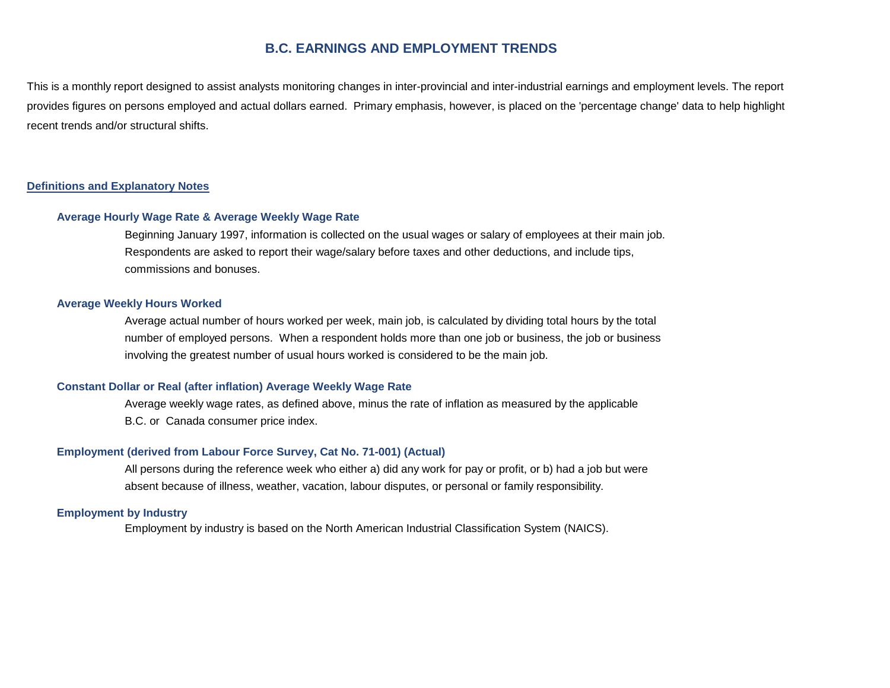# B.C. EARNINGS AND EMPLOYMENT TRENDS

This is a monthly report designed to assist analysts monitoring changes in inter-provincial and inter-industrial earnings and employment levels. The report provides figures on persons employed and actual dollars earned. Primary emphasis, however, is placed on the 'percentage change' data to help highlight recent trends and/or structural shifts.

## Definitions and Explanatory Notes

### Average Hourly Wage Rate & Average Weekly Wage Rate

Beginning January 1997, information is collected on the usual wages or salary of employees at their main job. Respondents are asked to report their wage/salary before taxes and other deductions, and include tips, commissions and bonuses.

### Average Weekly Hours Worked

Average actual number of hours worked per week, main job, is calculated by dividing total hours by the total number of employed persons. When a respondent holds more than one job or business, the job or business involving the greatest number of usual hours worked is considered to be the main job.

### Constant Dollar or Real (after inflation) Average Weekly Wage Rate

Average weekly wage rates, as defined above, minus the rate of inflation as measured by the applicable B.C. or Canada consumer price index.

### Employment (derived from Labour Force Survey, Cat No. 71-001) (Actual)

All persons during the reference week who either a) did any work for pay or profit, or b) had a job but were absent because of illness, weather, vacation, labour disputes, or personal or family responsibility.

### Employment by Industry

Employment by industry is based on the North American Industrial Classification System (NAICS).